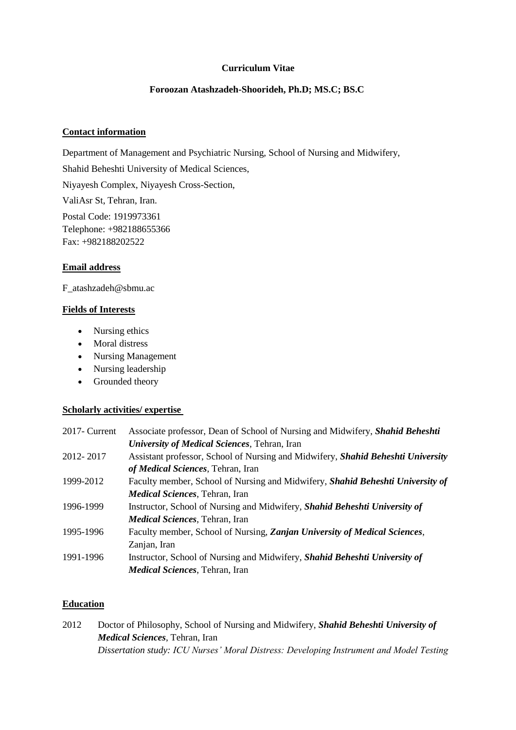**Curriculum Vitae**

**Foroozan Atashzadeh-Shoorideh, Ph.D; MS.C; BS.C**

## Contact information

Department of Management and Psychiatric Nursing, School of Nursing and Midwifery,

Shahid Beheshti University of Medical Sciences,

Niyayesh Complex, Niyayesh Cross-Section,

ValiAsr St, Tehran, Iran.

Postal Code: 1919973361
Telephone: +982188655366
Fax: +982188202522

## Email address

F_atashzadeh@sbmu.ac

## Fields of Interests

- Nursing ethics
- Moral distress
- Nursing Management
- Nursing leadership
- Grounded theory

## Scholarly activities/ expertise

| | |
|---|---|
| 2017- Current | Associate professor, Dean of School of Nursing and Midwifery, ***Shahid Beheshti University of Medical Sciences***, Tehran, Iran |
| 2012- 2017 | Assistant professor, School of Nursing and Midwifery, ***Shahid Beheshti University of Medical Sciences***, Tehran, Iran |
| 1999-2012 | Faculty member, School of Nursing and Midwifery, ***Shahid Beheshti University of Medical Sciences***, Tehran, Iran |
| 1996-1999 | Instructor, School of Nursing and Midwifery, ***Shahid Beheshti University of Medical Sciences***, Tehran, Iran |
| 1995-1996 | Faculty member, School of Nursing, ***Zanjan University of Medical Sciences***, Zanjan, Iran |
| 1991-1996 | Instructor, School of Nursing and Midwifery, ***Shahid Beheshti University of Medical Sciences***, Tehran, Iran |

## Education

2012 Doctor of Philosophy, School of Nursing and Midwifery, ***Shahid Beheshti University of Medical Sciences***, Tehran, Iran
*Dissertation study: ICU Nurses' Moral Distress: Developing Instrument and Model Testing*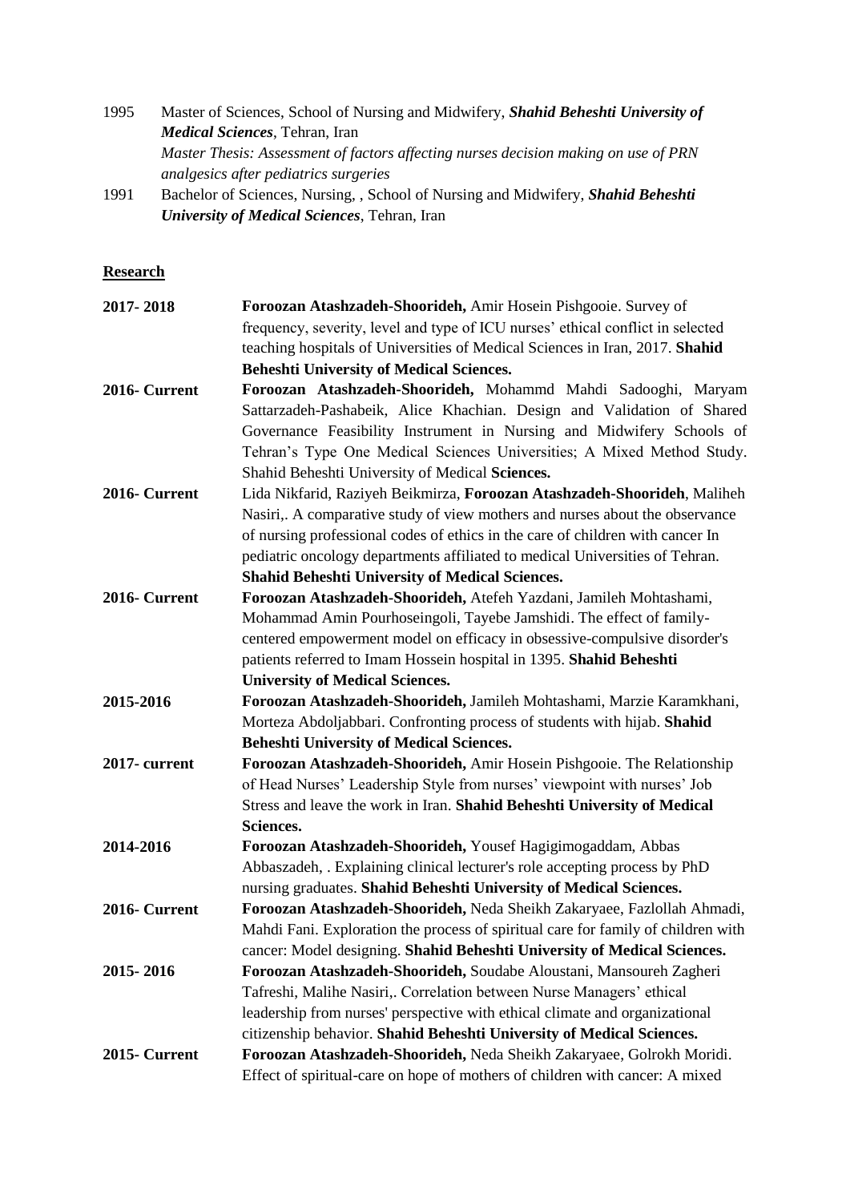1995 Master of Sciences, School of Nursing and Midwifery, ***Shahid Beheshti University of Medical Sciences***, Tehran, Iran
*Master Thesis: Assessment of factors affecting nurses decision making on use of PRN analgesics after pediatrics surgeries*

1991 Bachelor of Sciences, Nursing, , School of Nursing and Midwifery, ***Shahid Beheshti University of Medical Sciences***, Tehran, Iran

## Research

**2017- 2018** **Foroozan Atashzadeh-Shoorideh,** Amir Hosein Pishgooie. Survey of frequency, severity, level and type of ICU nurses' ethical conflict in selected teaching hospitals of Universities of Medical Sciences in Iran, 2017. **Shahid Beheshti University of Medical Sciences.**

**2016- Current** **Foroozan Atashzadeh-Shoorideh,** Mohammd Mahdi Sadooghi, Maryam Sattarzadeh-Pashabeik, Alice Khachian. Design and Validation of Shared Governance Feasibility Instrument in Nursing and Midwifery Schools of Tehran's Type One Medical Sciences Universities; A Mixed Method Study. Shahid Beheshti University of Medical **Sciences.**

**2016- Current** Lida Nikfarid, Raziyeh Beikmirza, **Foroozan Atashzadeh-Shoorideh**, Maliheh Nasiri,. A comparative study of view mothers and nurses about the observance of nursing professional codes of ethics in the care of children with cancer In pediatric oncology departments affiliated to medical Universities of Tehran. **Shahid Beheshti University of Medical Sciences.**

**2016- Current** **Foroozan Atashzadeh-Shoorideh,** Atefeh Yazdani, Jamileh Mohtashami, Mohammad Amin Pourhoseingoli, Tayebe Jamshidi. The effect of family-centered empowerment model on efficacy in obsessive-compulsive disorder's patients referred to Imam Hossein hospital in 1395. **Shahid Beheshti University of Medical Sciences.**

**2015-2016** **Foroozan Atashzadeh-Shoorideh,** Jamileh Mohtashami, Marzie Karamkhani, Morteza Abdoljabbari. Confronting process of students with hijab. **Shahid Beheshti University of Medical Sciences.**

**2017- current** **Foroozan Atashzadeh-Shoorideh,** Amir Hosein Pishgooie. The Relationship of Head Nurses' Leadership Style from nurses' viewpoint with nurses' Job Stress and leave the work in Iran. **Shahid Beheshti University of Medical Sciences.**

**2014-2016** **Foroozan Atashzadeh-Shoorideh,** Yousef Hagigimogaddam, Abbas Abbaszadeh, . Explaining clinical lecturer's role accepting process by PhD nursing graduates. **Shahid Beheshti University of Medical Sciences.**

**2016- Current** **Foroozan Atashzadeh-Shoorideh,** Neda Sheikh Zakaryaee, Fazlollah Ahmadi, Mahdi Fani. Exploration the process of spiritual care for family of children with cancer: Model designing. **Shahid Beheshti University of Medical Sciences.**

**2015- 2016** **Foroozan Atashzadeh-Shoorideh,** Soudabe Aloustani, Mansoureh Zagheri Tafreshi, Malihe Nasiri,. Correlation between Nurse Managers' ethical leadership from nurses' perspective with ethical climate and organizational citizenship behavior. **Shahid Beheshti University of Medical Sciences.**

**2015- Current** **Foroozan Atashzadeh-Shoorideh,** Neda Sheikh Zakaryaee, Golrokh Moridi. Effect of spiritual-care on hope of mothers of children with cancer: A mixed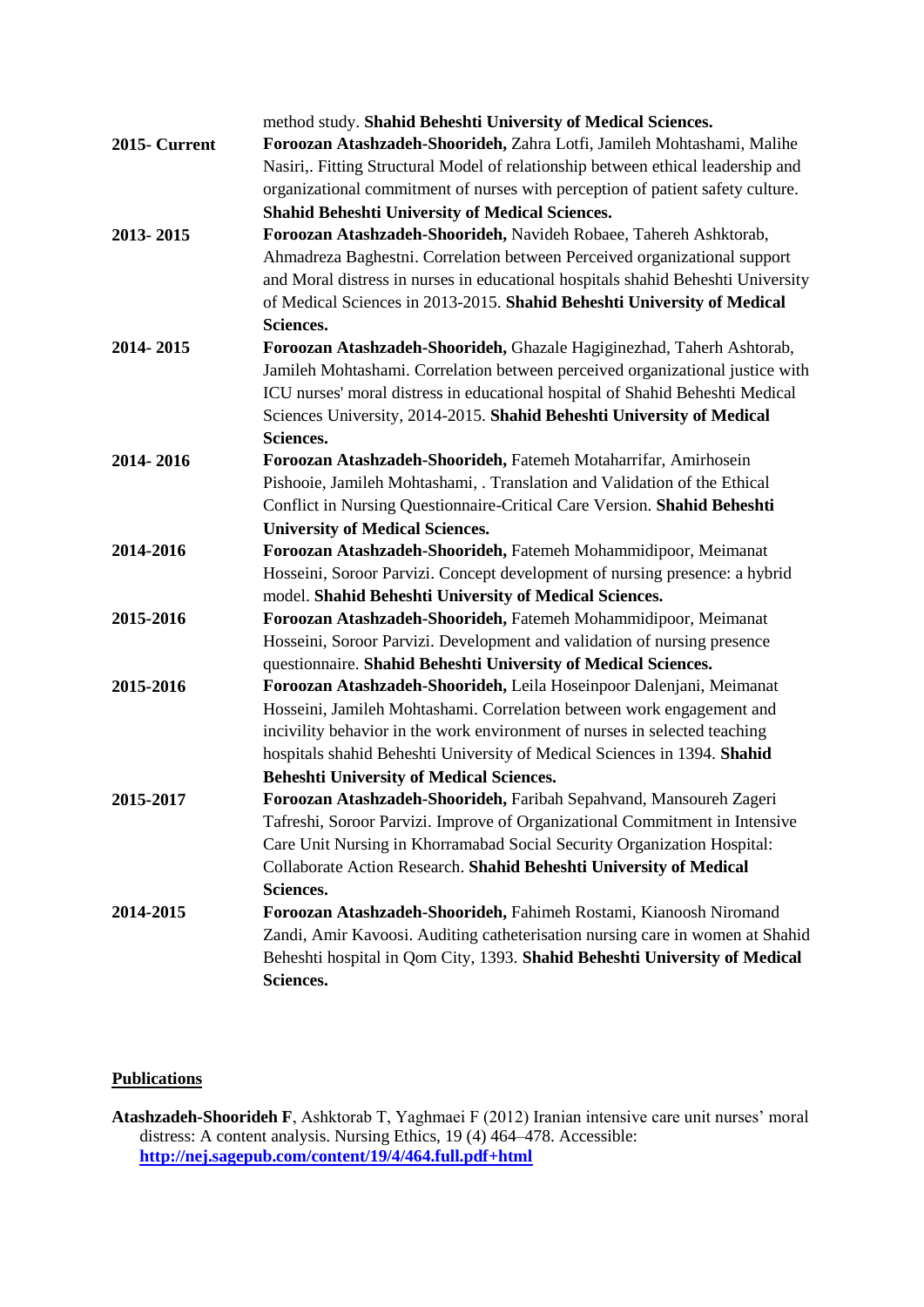method study. **Shahid Beheshti University of Medical Sciences.**

| | |
|---|---|
| **2015- Current** | **Foroozan Atashzadeh-Shoorideh,** Zahra Lotfi, Jamileh Mohtashami, Malihe Nasiri,. Fitting Structural Model of relationship between ethical leadership and organizational commitment of nurses with perception of patient safety culture. **Shahid Beheshti University of Medical Sciences.** |
| **2013- 2015** | **Foroozan Atashzadeh-Shoorideh,** Navideh Robaee, Tahereh Ashktorab, Ahmadreza Baghestni. Correlation between Perceived organizational support and Moral distress in nurses in educational hospitals shahid Beheshti University of Medical Sciences in 2013-2015. **Shahid Beheshti University of Medical Sciences.** |
| **2014- 2015** | **Foroozan Atashzadeh-Shoorideh,** Ghazale Hagiginezhad, Taherh Ashtorab, Jamileh Mohtashami. Correlation between perceived organizational justice with ICU nurses' moral distress in educational hospital of Shahid Beheshti Medical Sciences University, 2014-2015. **Shahid Beheshti University of Medical Sciences.** |
| **2014- 2016** | **Foroozan Atashzadeh-Shoorideh,** Fatemeh Motaharrifar, Amirhosein Pishooie, Jamileh Mohtashami, . Translation and Validation of the Ethical Conflict in Nursing Questionnaire-Critical Care Version. **Shahid Beheshti University of Medical Sciences.** |
| **2014-2016** | **Foroozan Atashzadeh-Shoorideh,** Fatemeh Mohammidipoor, Meimanat Hosseini, Soroor Parvizi. Concept development of nursing presence: a hybrid model. **Shahid Beheshti University of Medical Sciences.** |
| **2015-2016** | **Foroozan Atashzadeh-Shoorideh,** Fatemeh Mohammidipoor, Meimanat Hosseini, Soroor Parvizi. Development and validation of nursing presence questionnaire. **Shahid Beheshti University of Medical Sciences.** |
| **2015-2016** | **Foroozan Atashzadeh-Shoorideh,** Leila Hoseinpoor Dalenjani, Meimanat Hosseini, Jamileh Mohtashami. Correlation between work engagement and incivility behavior in the work environment of nurses in selected teaching hospitals shahid Beheshti University of Medical Sciences in 1394. **Shahid Beheshti University of Medical Sciences.** |
| **2015-2017** | **Foroozan Atashzadeh-Shoorideh,** Faribah Sepahvand, Mansoureh Zageri Tafreshi, Soroor Parvizi. Improve of Organizational Commitment in Intensive Care Unit Nursing in Khorramabad Social Security Organization Hospital: Collaborate Action Research. **Shahid Beheshti University of Medical Sciences.** |
| **2014-2015** | **Foroozan Atashzadeh-Shoorideh,** Fahimeh Rostami, Kianoosh Niromand Zandi, Amir Kavoosi. Auditing catheterisation nursing care in women at Shahid Beheshti hospital in Qom City, 1393. **Shahid Beheshti University of Medical Sciences.** |

## Publications

**Atashzadeh-Shoorideh F**, Ashktorab T, Yaghmaei F (2012) Iranian intensive care unit nurses' moral distress: A content analysis. Nursing Ethics, 19 (4) 464–478. Accessible: **http://nej.sagepub.com/content/19/4/464.full.pdf+html**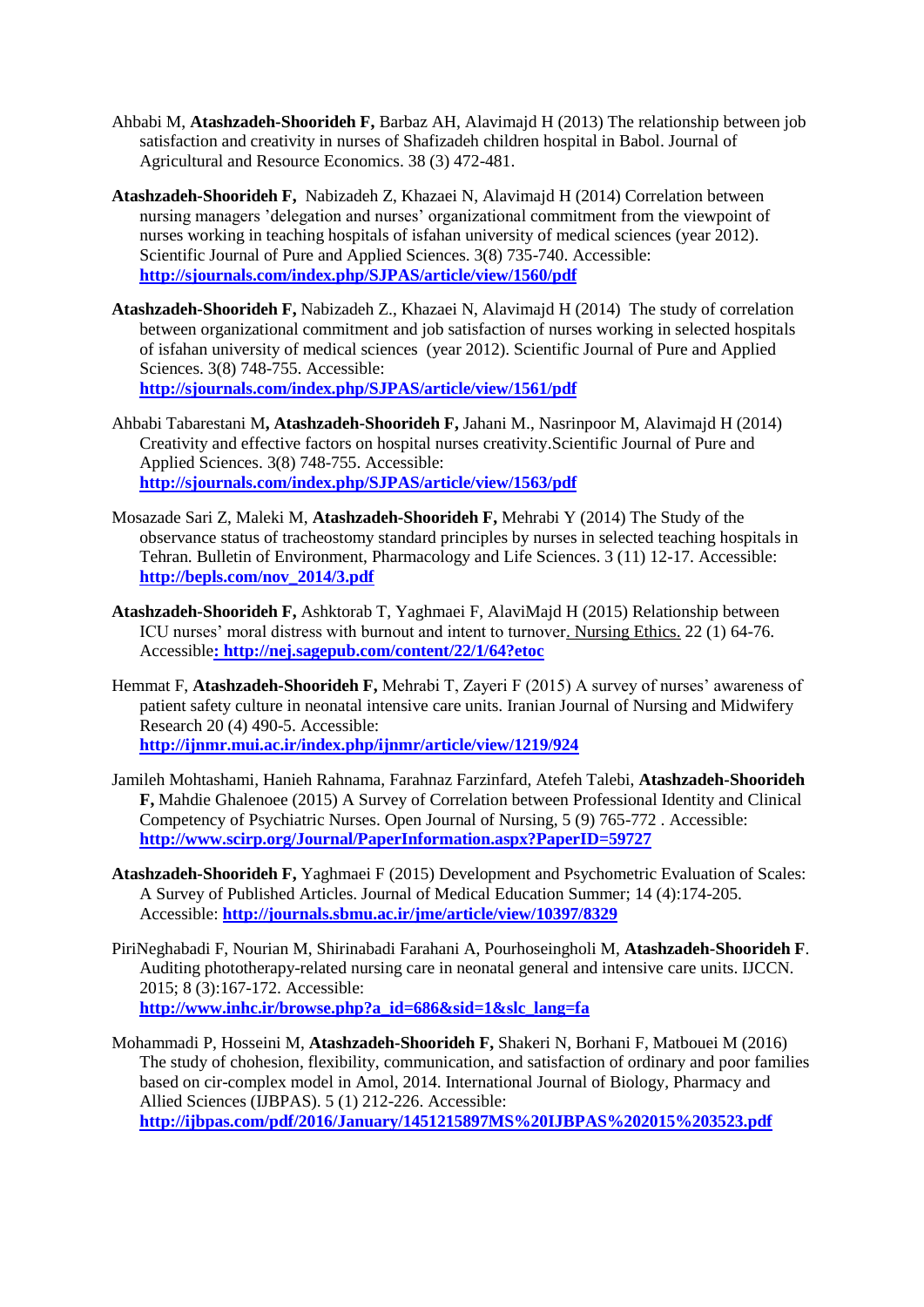Ahbabi M, **Atashzadeh-Shoorideh F,** Barbaz AH, Alavimajd H (2013) The relationship between job satisfaction and creativity in nurses of Shafizadeh children hospital in Babol. Journal of Agricultural and Resource Economics. 38 (3) 472-481.

**Atashzadeh-Shoorideh F,** Nabizadeh Z, Khazaei N, Alavimajd H (2014) Correlation between nursing managers 'delegation and nurses' organizational commitment from the viewpoint of nurses working in teaching hospitals of isfahan university of medical sciences (year 2012). Scientific Journal of Pure and Applied Sciences. 3(8) 735-740. Accessible: **http://sjournals.com/index.php/SJPAS/article/view/1560/pdf**

**Atashzadeh-Shoorideh F,** Nabizadeh Z., Khazaei N, Alavimajd H (2014) The study of correlation between organizational commitment and job satisfaction of nurses working in selected hospitals of isfahan university of medical sciences (year 2012). Scientific Journal of Pure and Applied Sciences. 3(8) 748-755. Accessible: **http://sjournals.com/index.php/SJPAS/article/view/1561/pdf**

Ahbabi Tabarestani M**, Atashzadeh-Shoorideh F,** Jahani M., Nasrinpoor M, Alavimajd H (2014) Creativity and effective factors on hospital nurses creativity.Scientific Journal of Pure and Applied Sciences. 3(8) 748-755. Accessible: **http://sjournals.com/index.php/SJPAS/article/view/1563/pdf**

Mosazade Sari Z, Maleki M, **Atashzadeh-Shoorideh F,** Mehrabi Y (2014) The Study of the observance status of tracheostomy standard principles by nurses in selected teaching hospitals in Tehran. Bulletin of Environment, Pharmacology and Life Sciences. 3 (11) 12-17. Accessible: **http://bepls.com/nov_2014/3.pdf**

**Atashzadeh-Shoorideh F,** Ashktorab T, Yaghmaei F, AlaviMajd H (2015) Relationship between ICU nurses' moral distress with burnout and intent to turnover. Nursing Ethics. 22 (1) 64-76. Accessible**: http://nej.sagepub.com/content/22/1/64?etoc**

Hemmat F, **Atashzadeh-Shoorideh F,** Mehrabi T, Zayeri F (2015) A survey of nurses' awareness of patient safety culture in neonatal intensive care units. Iranian Journal of Nursing and Midwifery Research 20 (4) 490-5. Accessible: **http://ijnmr.mui.ac.ir/index.php/ijnmr/article/view/1219/924**

Jamileh Mohtashami, Hanieh Rahnama, Farahnaz Farzinfard, Atefeh Talebi, **Atashzadeh-Shoorideh F,** Mahdie Ghalenoee (2015) A Survey of Correlation between Professional Identity and Clinical Competency of Psychiatric Nurses. Open Journal of Nursing, 5 (9) 765-772 . Accessible: **http://www.scirp.org/Journal/PaperInformation.aspx?PaperID=59727**

**Atashzadeh-Shoorideh F,** Yaghmaei F (2015) Development and Psychometric Evaluation of Scales: A Survey of Published Articles. Journal of Medical Education Summer; 14 (4):174-205. Accessible: **http://journals.sbmu.ac.ir/jme/article/view/10397/8329**

PiriNeghabadi F, Nourian M, Shirinabadi Farahani A, Pourhoseingholi M, **Atashzadeh-Shoorideh F**. Auditing phototherapy-related nursing care in neonatal general and intensive care units. IJCCN. 2015; 8 (3):167-172. Accessible: **http://www.inhc.ir/browse.php?a_id=686&sid=1&slc_lang=fa**

Mohammadi P, Hosseini M, **Atashzadeh-Shoorideh F,** Shakeri N, Borhani F, Matbouei M (2016) The study of chohesion, flexibility, communication, and satisfaction of ordinary and poor families based on cir-complex model in Amol, 2014. International Journal of Biology, Pharmacy and Allied Sciences (IJBPAS). 5 (1) 212-226. Accessible: **http://ijbpas.com/pdf/2016/January/1451215897MS%20IJBPAS%202015%203523.pdf**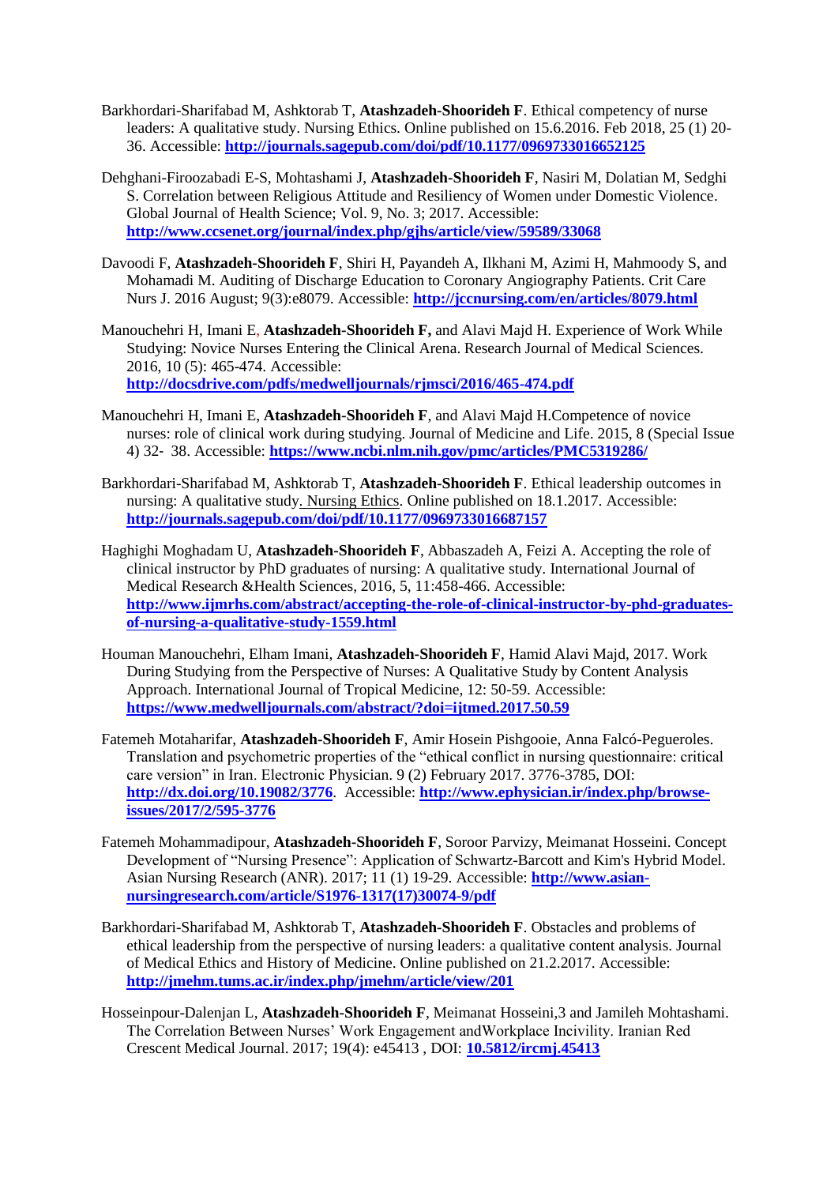Barkhordari-Sharifabad M, Ashktorab T, **Atashzadeh-Shoorideh F**. Ethical competency of nurse leaders: A qualitative study. Nursing Ethics. Online published on 15.6.2016. Feb 2018, 25 (1) 20-36. Accessible: **http://journals.sagepub.com/doi/pdf/10.1177/0969733016652125**

Dehghani-Firoozabadi E-S, Mohtashami J, **Atashzadeh-Shoorideh F**, Nasiri M, Dolatian M, Sedghi S. Correlation between Religious Attitude and Resiliency of Women under Domestic Violence. Global Journal of Health Science; Vol. 9, No. 3; 2017. Accessible: **http://www.ccsenet.org/journal/index.php/gjhs/article/view/59589/33068**

Davoodi F, **Atashzadeh-Shoorideh F**, Shiri H, Payandeh A, Ilkhani M, Azimi H, Mahmoody S, and Mohamadi M. Auditing of Discharge Education to Coronary Angiography Patients. Crit Care Nurs J. 2016 August; 9(3):e8079. Accessible: **http://jccnursing.com/en/articles/8079.html**

Manouchehri H, Imani E, **Atashzadeh-Shoorideh F,** and Alavi Majd H. Experience of Work While Studying: Novice Nurses Entering the Clinical Arena. Research Journal of Medical Sciences. 2016, 10 (5): 465-474. Accessible: **http://docsdrive.com/pdfs/medwelljournals/rjmsci/2016/465-474.pdf**

Manouchehri H, Imani E, **Atashzadeh-Shoorideh F**, and Alavi Majd H.Competence of novice nurses: role of clinical work during studying. Journal of Medicine and Life. 2015, 8 (Special Issue 4) 32- 38. Accessible: **https://www.ncbi.nlm.nih.gov/pmc/articles/PMC5319286/**

Barkhordari-Sharifabad M, Ashktorab T, **Atashzadeh-Shoorideh F**. Ethical leadership outcomes in nursing: A qualitative study. Nursing Ethics. Online published on 18.1.2017. Accessible: **http://journals.sagepub.com/doi/pdf/10.1177/0969733016687157**

Haghighi Moghadam U, **Atashzadeh-Shoorideh F**, Abbaszadeh A, Feizi A. Accepting the role of clinical instructor by PhD graduates of nursing: A qualitative study. International Journal of Medical Research &Health Sciences, 2016, 5, 11:458-466. Accessible: **http://www.ijmrhs.com/abstract/accepting-the-role-of-clinical-instructor-by-phd-graduates-of-nursing-a-qualitative-study-1559.html**

Houman Manouchehri, Elham Imani, **Atashzadeh-Shoorideh F**, Hamid Alavi Majd, 2017. Work During Studying from the Perspective of Nurses: A Qualitative Study by Content Analysis Approach. International Journal of Tropical Medicine, 12: 50-59. Accessible: **https://www.medwelljournals.com/abstract/?doi=ijtmed.2017.50.59**

Fatemeh Motaharifar, **Atashzadeh-Shoorideh F**, Amir Hosein Pishgooie, Anna Falcó-Pegueroles. Translation and psychometric properties of the "ethical conflict in nursing questionnaire: critical care version" in Iran. Electronic Physician. 9 (2) February 2017. 3776-3785, DOI: **http://dx.doi.org/10.19082/3776**. Accessible: **http://www.ephysician.ir/index.php/browse-issues/2017/2/595-3776**

Fatemeh Mohammadipour, **Atashzadeh-Shoorideh F**, Soroor Parvizy, Meimanat Hosseini. Concept Development of "Nursing Presence": Application of Schwartz-Barcott and Kim's Hybrid Model. Asian Nursing Research (ANR). 2017; 11 (1) 19-29. Accessible: **http://www.asian-nursingresearch.com/article/S1976-1317(17)30074-9/pdf**

Barkhordari-Sharifabad M, Ashktorab T, **Atashzadeh-Shoorideh F**. Obstacles and problems of ethical leadership from the perspective of nursing leaders: a qualitative content analysis. Journal of Medical Ethics and History of Medicine. Online published on 21.2.2017. Accessible: **http://jmehm.tums.ac.ir/index.php/jmehm/article/view/201**

Hosseinpour-Dalenjan L, **Atashzadeh-Shoorideh F**, Meimanat Hosseini,3 and Jamileh Mohtashami. The Correlation Between Nurses' Work Engagement andWorkplace Incivility. Iranian Red Crescent Medical Journal. 2017; 19(4): e45413 , DOI: **10.5812/ircmj.45413**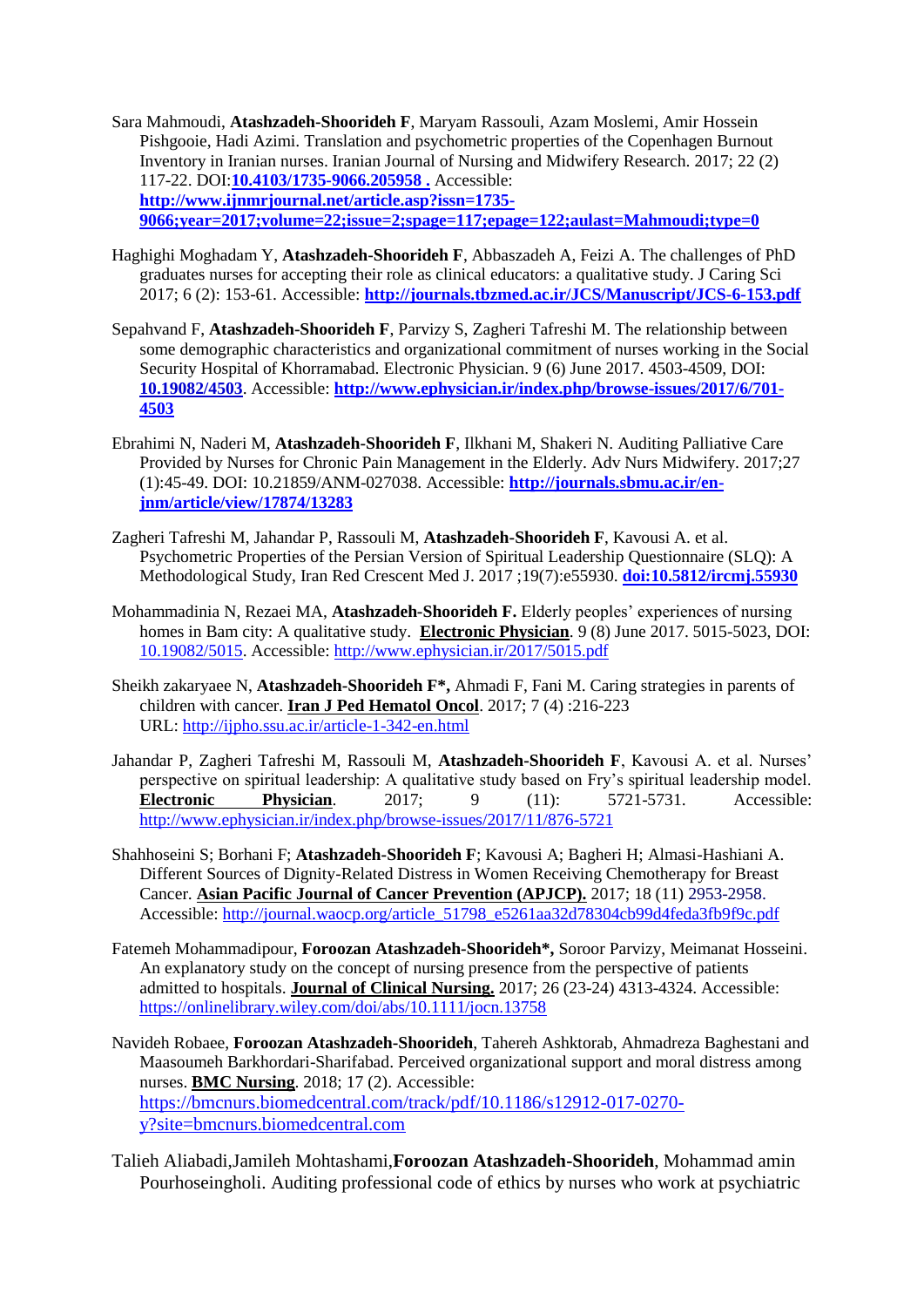Sara Mahmoudi, **Atashzadeh-Shoorideh F**, Maryam Rassouli, Azam Moslemi, Amir Hossein Pishgooie, Hadi Azimi. Translation and psychometric properties of the Copenhagen Burnout Inventory in Iranian nurses. Iranian Journal of Nursing and Midwifery Research. 2017; 22 (2) 117-22. DOI:**10.4103/1735-9066.205958 .** Accessible: **http://www.ijnmrjournal.net/article.asp?issn=1735-9066;year=2017;volume=22;issue=2;spage=117;epage=122;aulast=Mahmoudi;type=0**

Haghighi Moghadam Y, **Atashzadeh-Shoorideh F**, Abbaszadeh A, Feizi A. The challenges of PhD graduates nurses for accepting their role as clinical educators: a qualitative study. J Caring Sci 2017; 6 (2): 153-61. Accessible: **http://journals.tbzmed.ac.ir/JCS/Manuscript/JCS-6-153.pdf**

Sepahvand F, **Atashzadeh-Shoorideh F**, Parvizy S, Zagheri Tafreshi M. The relationship between some demographic characteristics and organizational commitment of nurses working in the Social Security Hospital of Khorramabad. Electronic Physician. 9 (6) June 2017. 4503-4509, DOI: **10.19082/4503**. Accessible: **http://www.ephysician.ir/index.php/browse-issues/2017/6/701-4503**

Ebrahimi N, Naderi M, **Atashzadeh-Shoorideh F**, Ilkhani M, Shakeri N. Auditing Palliative Care Provided by Nurses for Chronic Pain Management in the Elderly. Adv Nurs Midwifery. 2017;27 (1):45-49. DOI: 10.21859/ANM-027038. Accessible: **http://journals.sbmu.ac.ir/en-jnm/article/view/17874/13283**

Zagheri Tafreshi M, Jahandar P, Rassouli M, **Atashzadeh-Shoorideh F**, Kavousi A. et al. Psychometric Properties of the Persian Version of Spiritual Leadership Questionnaire (SLQ): A Methodological Study, Iran Red Crescent Med J. 2017 ;19(7):e55930. **doi:10.5812/ircmj.55930**

Mohammadinia N, Rezaei MA, **Atashzadeh-Shoorideh F.** Elderly peoples' experiences of nursing homes in Bam city: A qualitative study. **Electronic Physician**. 9 (8) June 2017. 5015-5023, DOI: 10.19082/5015. Accessible: http://www.ephysician.ir/2017/5015.pdf

Sheikh zakaryaee N, **Atashzadeh-Shoorideh F\***, Ahmadi F, Fani M. Caring strategies in parents of children with cancer. **Iran J Ped Hematol Oncol**. 2017; 7 (4) :216-223 URL: http://ijpho.ssu.ac.ir/article-1-342-en.html

Jahandar P, Zagheri Tafreshi M, Rassouli M, **Atashzadeh-Shoorideh F**, Kavousi A. et al. Nurses' perspective on spiritual leadership: A qualitative study based on Fry's spiritual leadership model. **Electronic Physician**. 2017; 9 (11): 5721-5731. Accessible: http://www.ephysician.ir/index.php/browse-issues/2017/11/876-5721

Shahhoseini S; Borhani F; **Atashzadeh-Shoorideh F**; Kavousi A; Bagheri H; Almasi-Hashiani A. Different Sources of Dignity-Related Distress in Women Receiving Chemotherapy for Breast Cancer. **Asian Pacific Journal of Cancer Prevention (APJCP).** 2017; 18 (11) 2953-2958. Accessible: http://journal.waocp.org/article_51798_e5261aa32d78304cb99d4feda3fb9f9c.pdf

Fatemeh Mohammadipour, **Foroozan Atashzadeh-Shoorideh\***, Soroor Parvizy, Meimanat Hosseini. An explanatory study on the concept of nursing presence from the perspective of patients admitted to hospitals. **Journal of Clinical Nursing.** 2017; 26 (23-24) 4313-4324. Accessible: https://onlinelibrary.wiley.com/doi/abs/10.1111/jocn.13758

Navideh Robaee, **Foroozan Atashzadeh-Shoorideh**, Tahereh Ashktorab, Ahmadreza Baghestani and Maasoumeh Barkhordari-Sharifabad. Perceived organizational support and moral distress among nurses. **BMC Nursing**. 2018; 17 (2). Accessible: https://bmcnurs.biomedcentral.com/track/pdf/10.1186/s12912-017-0270-y?site=bmcnurs.biomedcentral.com

Talieh Aliabadi,Jamileh Mohtashami,**Foroozan Atashzadeh-Shoorideh**, Mohammad amin Pourhoseingholi. Auditing professional code of ethics by nurses who work at psychiatric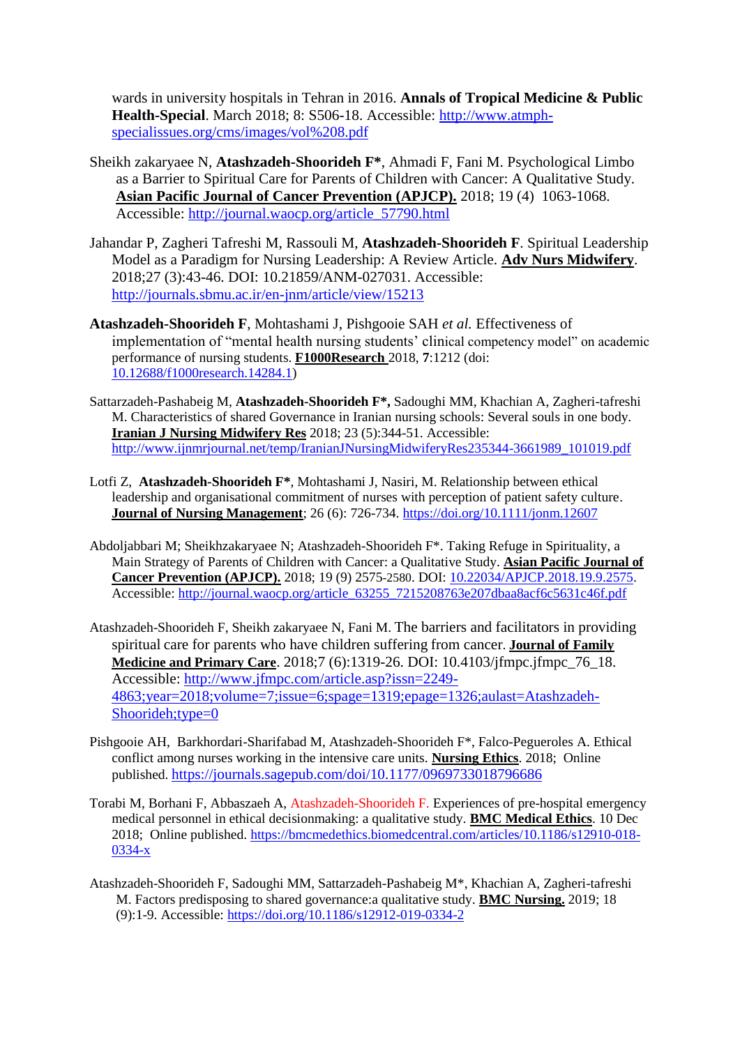wards in university hospitals in Tehran in 2016. **Annals of Tropical Medicine & Public Health-Special**. March 2018; 8: S506-18. Accessible: http://www.atmph-specialissues.org/cms/images/vol%208.pdf

Sheikh zakaryaee N, **Atashzadeh-Shoorideh F***, Ahmadi F, Fani M. Psychological Limbo as a Barrier to Spiritual Care for Parents of Children with Cancer: A Qualitative Study. **Asian Pacific Journal of Cancer Prevention (APJCP).** 2018; 19 (4) 1063-1068. Accessible: http://journal.waocp.org/article_57790.html

Jahandar P, Zagheri Tafreshi M, Rassouli M, **Atashzadeh-Shoorideh F**. Spiritual Leadership Model as a Paradigm for Nursing Leadership: A Review Article. **Adv Nurs Midwifery**. 2018;27 (3):43-46. DOI: 10.21859/ANM-027031. Accessible: http://journals.sbmu.ac.ir/en-jnm/article/view/15213

**Atashzadeh-Shoorideh F**, Mohtashami J, Pishgooie SAH *et al.* Effectiveness of implementation of "mental health nursing students' clinical competency model" on academic performance of nursing students. **F1000Research** 2018, **7**:1212 (doi: 10.12688/f1000research.14284.1)

Sattarzadeh-Pashabeig M, **Atashzadeh-Shoorideh F*,** Sadoughi MM, Khachian A, Zagheri-tafreshi M. Characteristics of shared Governance in Iranian nursing schools: Several souls in one body. **Iranian J Nursing Midwifery Res** 2018; 23 (5):344-51. Accessible: http://www.ijnmrjournal.net/temp/IranianJNursingMidwiferyRes235344-3661989_101019.pdf

Lotfi Z, **Atashzadeh-Shoorideh F***, Mohtashami J, Nasiri, M. Relationship between ethical leadership and organisational commitment of nurses with perception of patient safety culture. **Journal of Nursing Management**; 26 (6): 726-734. https://doi.org/10.1111/jonm.12607

Abdoljabbari M; Sheikhzakaryaee N; Atashzadeh-Shoorideh F*. Taking Refuge in Spirituality, a Main Strategy of Parents of Children with Cancer: a Qualitative Study. **Asian Pacific Journal of Cancer Prevention (APJCP).** 2018; 19 (9) 2575-2580. DOI: 10.22034/APJCP.2018.19.9.2575. Accessible: http://journal.waocp.org/article_63255_7215208763e207dbaa8acf6c5631c46f.pdf

Atashzadeh-Shoorideh F, Sheikh zakaryaee N, Fani M. The barriers and facilitators in providing spiritual care for parents who have children suffering from cancer. **Journal of Family Medicine and Primary Care**. 2018;7 (6):1319-26. DOI: 10.4103/jfmpc.jfmpc_76_18. Accessible: http://www.jfmpc.com/article.asp?issn=2249-4863;year=2018;volume=7;issue=6;spage=1319;epage=1326;aulast=Atashzadeh-Shoorideh;type=0

Pishgooie AH, Barkhordari-Sharifabad M, Atashzadeh-Shoorideh F*, Falco-Pegueroles A. Ethical conflict among nurses working in the intensive care units. **Nursing Ethics**. 2018; Online published. https://journals.sagepub.com/doi/10.1177/0969733018796686

Torabi M, Borhani F, Abbaszaeh A, Atashzadeh-Shoorideh F. Experiences of pre-hospital emergency medical personnel in ethical decisionmaking: a qualitative study. **BMC Medical Ethics**. 10 Dec 2018; Online published. https://bmcmedethics.biomedcentral.com/articles/10.1186/s12910-018-0334-x

Atashzadeh-Shoorideh F, Sadoughi MM, Sattarzadeh-Pashabeig M*, Khachian A, Zagheri-tafreshi M. Factors predisposing to shared governance:a qualitative study. **BMC Nursing.** 2019; 18 (9):1-9. Accessible: https://doi.org/10.1186/s12912-019-0334-2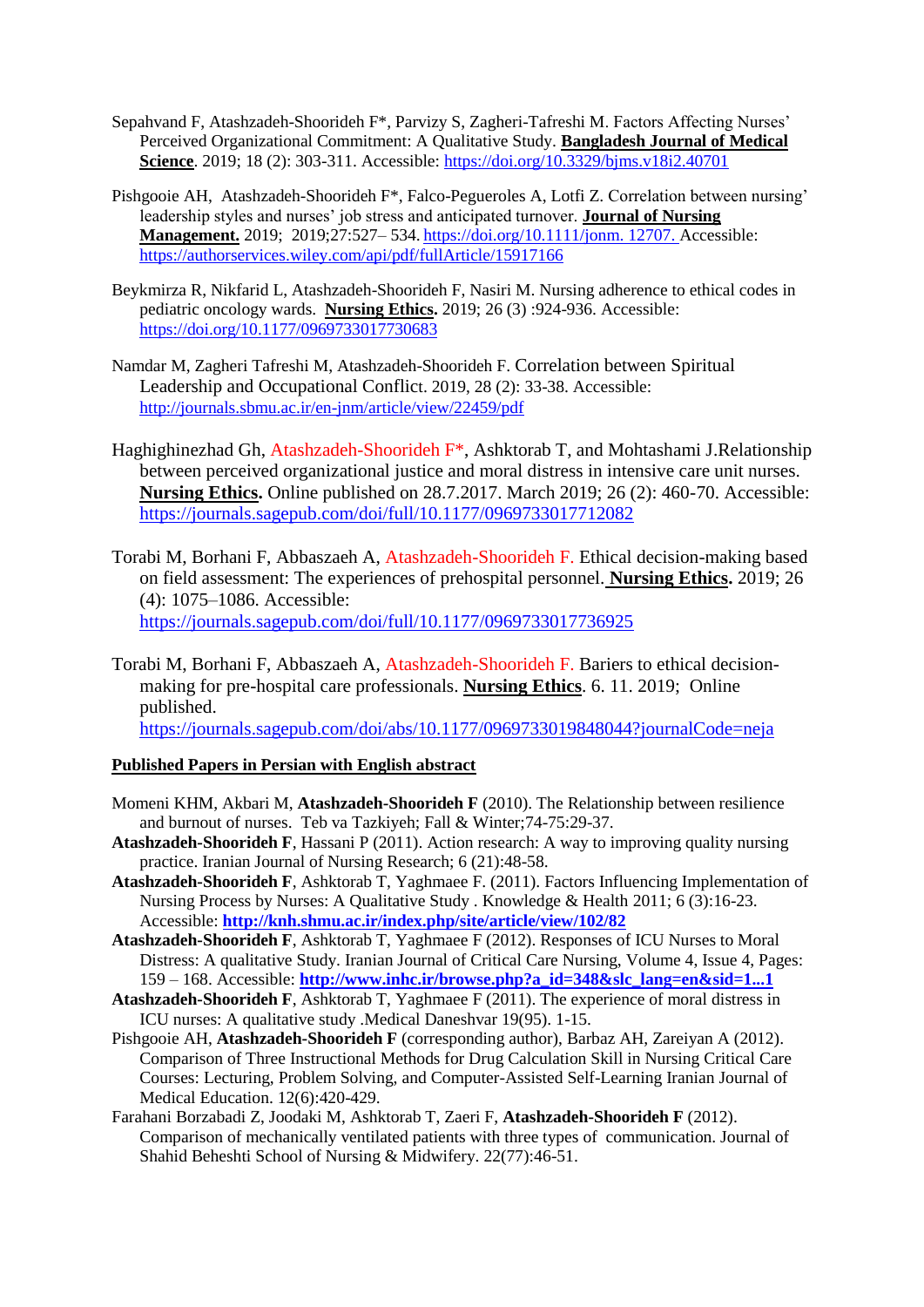Sepahvand F, Atashzadeh-Shoorideh F*, Parvizy S, Zagheri-Tafreshi M. Factors Affecting Nurses' Perceived Organizational Commitment: A Qualitative Study. **Bangladesh Journal of Medical Science**. 2019; 18 (2): 303-311. Accessible: https://doi.org/10.3329/bjms.v18i2.40701

Pishgooie AH, Atashzadeh-Shoorideh F*, Falco-Pegueroles A, Lotfi Z. Correlation between nursing' leadership styles and nurses' job stress and anticipated turnover. **Journal of Nursing Management.** 2019; 2019;27:527– 534. https://doi.org/10.1111/jonm. 12707. Accessible: https://authorservices.wiley.com/api/pdf/fullArticle/15917166

Beykmirza R, Nikfarid L, Atashzadeh-Shoorideh F, Nasiri M. Nursing adherence to ethical codes in pediatric oncology wards. **Nursing Ethics.** 2019; 26 (3) :924-936. Accessible: https://doi.org/10.1177/0969733017730683

Namdar M, Zagheri Tafreshi M, Atashzadeh-Shoorideh F. Correlation between Spiritual Leadership and Occupational Conflict. 2019, 28 (2): 33-38. Accessible: http://journals.sbmu.ac.ir/en-jnm/article/view/22459/pdf

Haghighinezhad Gh, Atashzadeh-Shoorideh F*, Ashktorab T, and Mohtashami J.Relationship between perceived organizational justice and moral distress in intensive care unit nurses. **Nursing Ethics.** Online published on 28.7.2017. March 2019; 26 (2): 460-70. Accessible: https://journals.sagepub.com/doi/full/10.1177/0969733017712082

Torabi M, Borhani F, Abbaszaeh A, Atashzadeh-Shoorideh F. Ethical decision-making based on field assessment: The experiences of prehospital personnel. **Nursing Ethics.** 2019; 26 (4): 1075–1086. Accessible: https://journals.sagepub.com/doi/full/10.1177/0969733017736925

Torabi M, Borhani F, Abbaszaeh A, Atashzadeh-Shoorideh F. Bariers to ethical decision-making for pre-hospital care professionals. **Nursing Ethics**. 6. 11. 2019; Online published. https://journals.sagepub.com/doi/abs/10.1177/0969733019848044?journalCode=neja

**Published Papers in Persian with English abstract**

Momeni KHM, Akbari M, **Atashzadeh-Shoorideh F** (2010). The Relationship between resilience and burnout of nurses. Teb va Tazkiyeh; Fall & Winter;74-75:29-37.

**Atashzadeh-Shoorideh F**, Hassani P (2011). Action research: A way to improving quality nursing practice. Iranian Journal of Nursing Research; 6 (21):48-58.

**Atashzadeh-Shoorideh F**, Ashktorab T, Yaghmaee F. (2011). Factors Influencing Implementation of Nursing Process by Nurses: A Qualitative Study . Knowledge & Health 2011; 6 (3):16-23. Accessible: **http://knh.shmu.ac.ir/index.php/site/article/view/102/82**

**Atashzadeh-Shoorideh F**, Ashktorab T, Yaghmaee F (2012). Responses of ICU Nurses to Moral Distress: A qualitative Study. Iranian Journal of Critical Care Nursing, Volume 4, Issue 4, Pages: 159 – 168. Accessible: **http://www.inhc.ir/browse.php?a_id=348&slc_lang=en&sid=1...1**

**Atashzadeh-Shoorideh F**, Ashktorab T, Yaghmaee F (2011). The experience of moral distress in ICU nurses: A qualitative study .Medical Daneshvar 19(95). 1-15.

Pishgooie AH, **Atashzadeh-Shoorideh F** (corresponding author), Barbaz AH, Zareiyan A (2012). Comparison of Three Instructional Methods for Drug Calculation Skill in Nursing Critical Care Courses: Lecturing, Problem Solving, and Computer-Assisted Self-Learning Iranian Journal of Medical Education. 12(6):420-429.

Farahani Borzabadi Z, Joodaki M, Ashktorab T, Zaeri F, **Atashzadeh-Shoorideh F** (2012). Comparison of mechanically ventilated patients with three types of communication. Journal of Shahid Beheshti School of Nursing & Midwifery. 22(77):46-51.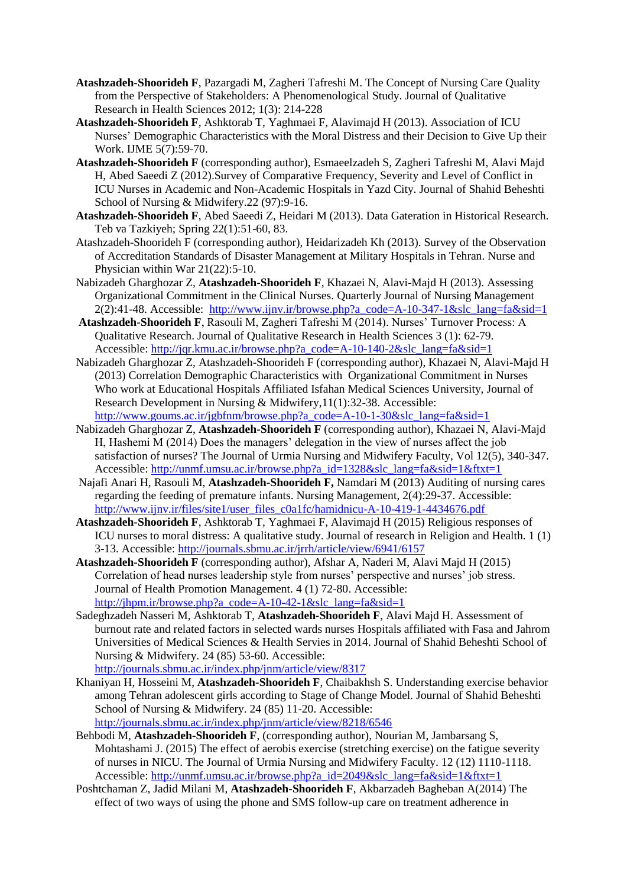**Atashzadeh-Shoorideh F**, Pazargadi M, Zagheri Tafreshi M. The Concept of Nursing Care Quality from the Perspective of Stakeholders: A Phenomenological Study. Journal of Qualitative Research in Health Sciences 2012; 1(3): 214-228

**Atashzadeh-Shoorideh F**, Ashktorab T, Yaghmaei F, Alavimajd H (2013). Association of ICU Nurses' Demographic Characteristics with the Moral Distress and their Decision to Give Up their Work. IJME 5(7):59-70.

**Atashzadeh-Shoorideh F** (corresponding author), Esmaeelzadeh S, Zagheri Tafreshi M, Alavi Majd H, Abed Saeedi Z (2012).Survey of Comparative Frequency, Severity and Level of Conflict in ICU Nurses in Academic and Non-Academic Hospitals in Yazd City. Journal of Shahid Beheshti School of Nursing & Midwifery.22 (97):9-16.

**Atashzadeh-Shoorideh F**, Abed Saeedi Z, Heidari M (2013). Data Gateration in Historical Research. Teb va Tazkiyeh; Spring 22(1):51-60, 83.

Atashzadeh-Shoorideh F (corresponding author), Heidarizadeh Kh (2013). Survey of the Observation of Accreditation Standards of Disaster Management at Military Hospitals in Tehran. Nurse and Physician within War 21(22):5-10.

Nabizadeh Gharghozar Z, **Atashzadeh-Shoorideh F**, Khazaei N, Alavi-Majd H (2013). Assessing Organizational Commitment in the Clinical Nurses. Quarterly Journal of Nursing Management 2(2):41-48. Accessible: http://www.ijnv.ir/browse.php?a_code=A-10-347-1&slc_lang=fa&sid=1

**Atashzadeh-Shoorideh F**, Rasouli M, Zagheri Tafreshi M (2014). Nurses' Turnover Process: A Qualitative Research. Journal of Qualitative Research in Health Sciences 3 (1): 62-79. Accessible: http://jqr.kmu.ac.ir/browse.php?a_code=A-10-140-2&slc_lang=fa&sid=1

Nabizadeh Gharghozar Z, Atashzadeh-Shoorideh F (corresponding author), Khazaei N, Alavi-Majd H (2013) Correlation Demographic Characteristics with Organizational Commitment in Nurses Who work at Educational Hospitals Affiliated Isfahan Medical Sciences University, Journal of Research Development in Nursing & Midwifery,11(1):32-38. Accessible: http://www.goums.ac.ir/jgbfnm/browse.php?a_code=A-10-1-30&slc_lang=fa&sid=1

Nabizadeh Gharghozar Z, **Atashzadeh-Shoorideh F** (corresponding author), Khazaei N, Alavi-Majd H, Hashemi M (2014) Does the managers' delegation in the view of nurses affect the job satisfaction of nurses? The Journal of Urmia Nursing and Midwifery Faculty, Vol 12(5), 340-347. Accessible: http://unmf.umsu.ac.ir/browse.php?a_id=1328&slc_lang=fa&sid=1&ftxt=1

Najafi Anari H, Rasouli M, **Atashzadeh-Shoorideh F,** Namdari M (2013) Auditing of nursing cares regarding the feeding of premature infants. Nursing Management, 2(4):29-37. Accessible: http://www.ijnv.ir/files/site1/user_files_c0a1fc/hamidnicu-A-10-419-1-4434676.pdf

**Atashzadeh-Shoorideh F**, Ashktorab T, Yaghmaei F, Alavimajd H (2015) Religious responses of ICU nurses to moral distress: A qualitative study. Journal of research in Religion and Health. 1 (1) 3-13. Accessible: http://journals.sbmu.ac.ir/jrrh/article/view/6941/6157

**Atashzadeh-Shoorideh F** (corresponding author), Afshar A, Naderi M, Alavi Majd H (2015) Correlation of head nurses leadership style from nurses' perspective and nurses' job stress. Journal of Health Promotion Management. 4 (1) 72-80. Accessible: http://jhpm.ir/browse.php?a_code=A-10-42-1&slc_lang=fa&sid=1

Sadeghzadeh Nasseri M, Ashktorab T, **Atashzadeh-Shoorideh F**, Alavi Majd H. Assessment of burnout rate and related factors in selected wards nurses Hospitals affiliated with Fasa and Jahrom Universities of Medical Sciences & Health Servies in 2014. Journal of Shahid Beheshti School of Nursing & Midwifery. 24 (85) 53-60. Accessible: http://journals.sbmu.ac.ir/index.php/jnm/article/view/8317

Khaniyan H, Hosseini M, **Atashzadeh-Shoorideh F**, Chaibakhsh S. Understanding exercise behavior among Tehran adolescent girls according to Stage of Change Model. Journal of Shahid Beheshti School of Nursing & Midwifery. 24 (85) 11-20. Accessible: http://journals.sbmu.ac.ir/index.php/jnm/article/view/8218/6546

Behbodi M, **Atashzadeh-Shoorideh F**, (corresponding author), Nourian M, Jambarsang S, Mohtashami J. (2015) The effect of aerobis exercise (stretching exercise) on the fatigue severity of nurses in NICU. The Journal of Urmia Nursing and Midwifery Faculty. 12 (12) 1110-1118. Accessible: http://unmf.umsu.ac.ir/browse.php?a_id=2049&slc_lang=fa&sid=1&ftxt=1

Poshtchaman Z, Jadid Milani M, **Atashzadeh-Shoorideh F**, Akbarzadeh Bagheban A(2014) The effect of two ways of using the phone and SMS follow-up care on treatment adherence in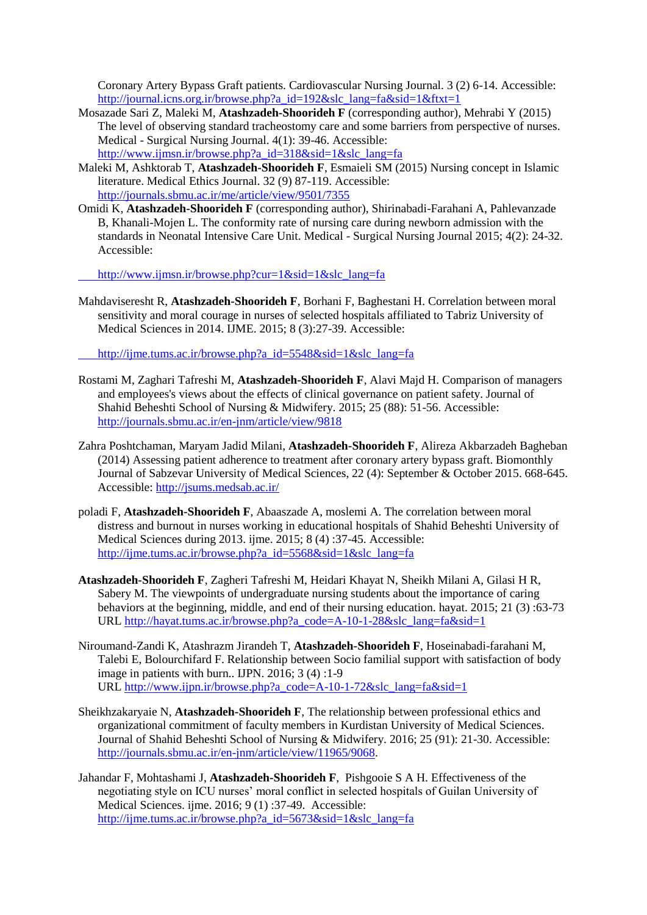Coronary Artery Bypass Graft patients. Cardiovascular Nursing Journal. 3 (2) 6-14. Accessible: http://journal.icns.org.ir/browse.php?a_id=192&slc_lang=fa&sid=1&ftxt=1

Mosazade Sari Z, Maleki M, **Atashzadeh-Shoorideh F** (corresponding author), Mehrabi Y (2015) The level of observing standard tracheostomy care and some barriers from perspective of nurses. Medical - Surgical Nursing Journal. 4(1): 39-46. Accessible: http://www.ijmsn.ir/browse.php?a_id=318&sid=1&slc_lang=fa

Maleki M, Ashktorab T, **Atashzadeh-Shoorideh F**, Esmaieli SM (2015) Nursing concept in Islamic literature. Medical Ethics Journal. 32 (9) 87-119. Accessible: http://journals.sbmu.ac.ir/me/article/view/9501/7355

Omidi K, **Atashzadeh-Shoorideh F** (corresponding author), Shirinabadi-Farahani A, Pahlevanzade B, Khanali-Mojen L. The conformity rate of nursing care during newborn admission with the standards in Neonatal Intensive Care Unit. Medical - Surgical Nursing Journal 2015; 4(2): 24-32. Accessible:

http://www.ijmsn.ir/browse.php?cur=1&sid=1&slc_lang=fa

Mahdaviseresht R, **Atashzadeh-Shoorideh F**, Borhani F, Baghestani H. Correlation between moral sensitivity and moral courage in nurses of selected hospitals affiliated to Tabriz University of Medical Sciences in 2014. IJME. 2015; 8 (3):27-39. Accessible:

http://ijme.tums.ac.ir/browse.php?a_id=5548&sid=1&slc_lang=fa

Rostami M, Zaghari Tafreshi M, **Atashzadeh-Shoorideh F**, Alavi Majd H. Comparison of managers and employees's views about the effects of clinical governance on patient safety. Journal of Shahid Beheshti School of Nursing & Midwifery. 2015; 25 (88): 51-56. Accessible: http://journals.sbmu.ac.ir/en-jnm/article/view/9818

Zahra Poshtchaman, Maryam Jadid Milani, **Atashzadeh-Shoorideh F**, Alireza Akbarzadeh Bagheban (2014) Assessing patient adherence to treatment after coronary artery bypass graft. Biomonthly Journal of Sabzevar University of Medical Sciences, 22 (4): September & October 2015. 668-645. Accessible: http://jsums.medsab.ac.ir/

poladi F, **Atashzadeh-Shoorideh F**, Abaaszade A, moslemi A. The correlation between moral distress and burnout in nurses working in educational hospitals of Shahid Beheshti University of Medical Sciences during 2013. ijme. 2015; 8 (4) :37-45. Accessible: http://ijme.tums.ac.ir/browse.php?a_id=5568&sid=1&slc_lang=fa

**Atashzadeh-Shoorideh F**, Zagheri Tafreshi M, Heidari Khayat N, Sheikh Milani A, Gilasi H R, Sabery M. The viewpoints of undergraduate nursing students about the importance of caring behaviors at the beginning, middle, and end of their nursing education. hayat. 2015; 21 (3) :63-73 URL http://hayat.tums.ac.ir/browse.php?a_code=A-10-1-28&slc_lang=fa&sid=1

Niroumand-Zandi K, Atashrazm Jirandeh T, **Atashzadeh-Shoorideh F**, Hoseinabadi-farahani M, Talebi E, Bolourchifard F. Relationship between Socio familial support with satisfaction of body image in patients with burn.. IJPN. 2016; 3 (4) :1-9 URL http://www.ijpn.ir/browse.php?a_code=A-10-1-72&slc_lang=fa&sid=1

Sheikhzakaryaie N, **Atashzadeh-Shoorideh F**, The relationship between professional ethics and organizational commitment of faculty members in Kurdistan University of Medical Sciences. Journal of Shahid Beheshti School of Nursing & Midwifery. 2016; 25 (91): 21-30. Accessible: http://journals.sbmu.ac.ir/en-jnm/article/view/11965/9068.

Jahandar F, Mohtashami J, **Atashzadeh-Shoorideh F**, Pishgooie S A H. Effectiveness of the negotiating style on ICU nurses' moral conflict in selected hospitals of Guilan University of Medical Sciences. ijme. 2016; 9 (1) :37-49. Accessible: http://ijme.tums.ac.ir/browse.php?a_id=5673&sid=1&slc_lang=fa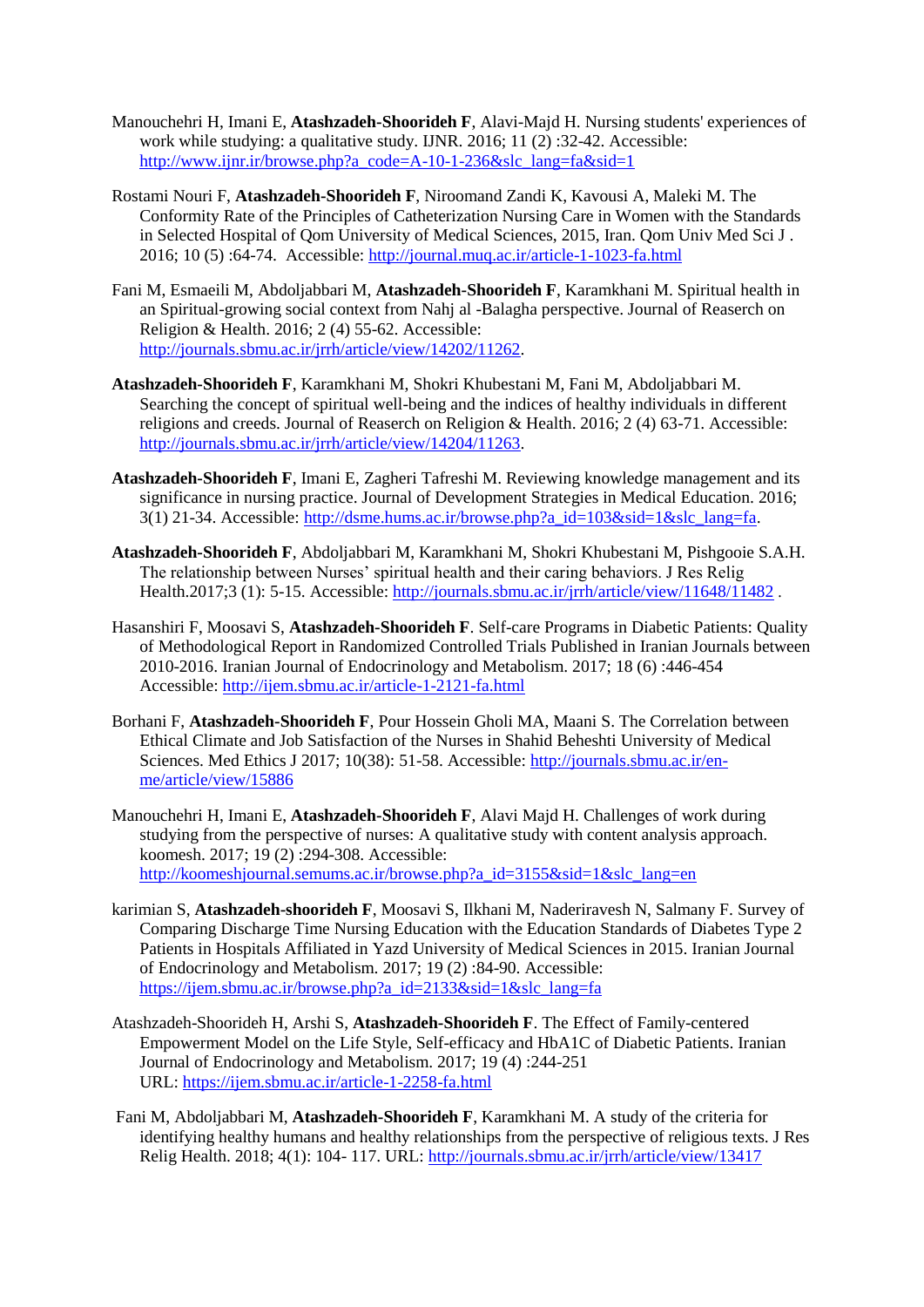Manouchehri H, Imani E, **Atashzadeh-Shoorideh F**, Alavi-Majd H. Nursing students' experiences of work while studying: a qualitative study. IJNR. 2016; 11 (2) :32-42. Accessible: http://www.ijnr.ir/browse.php?a_code=A-10-1-236&slc_lang=fa&sid=1

Rostami Nouri F, **Atashzadeh-Shoorideh F**, Niroomand Zandi K, Kavousi A, Maleki M. The Conformity Rate of the Principles of Catheterization Nursing Care in Women with the Standards in Selected Hospital of Qom University of Medical Sciences, 2015, Iran. Qom Univ Med Sci J . 2016; 10 (5) :64-74. Accessible: http://journal.muq.ac.ir/article-1-1023-fa.html

Fani M, Esmaeili M, Abdoljabbari M, **Atashzadeh-Shoorideh F**, Karamkhani M. Spiritual health in an Spiritual-growing social context from Nahj al -Balagha perspective. Journal of Reaserch on Religion & Health. 2016; 2 (4) 55-62. Accessible: http://journals.sbmu.ac.ir/jrrh/article/view/14202/11262.

**Atashzadeh-Shoorideh F**, Karamkhani M, Shokri Khubestani M, Fani M, Abdoljabbari M. Searching the concept of spiritual well-being and the indices of healthy individuals in different religions and creeds. Journal of Reaserch on Religion & Health. 2016; 2 (4) 63-71. Accessible: http://journals.sbmu.ac.ir/jrrh/article/view/14204/11263.

**Atashzadeh-Shoorideh F**, Imani E, Zagheri Tafreshi M. Reviewing knowledge management and its significance in nursing practice. Journal of Development Strategies in Medical Education. 2016; 3(1) 21-34. Accessible: http://dsme.hums.ac.ir/browse.php?a_id=103&sid=1&slc_lang=fa.

**Atashzadeh-Shoorideh F**, Abdoljabbari M, Karamkhani M, Shokri Khubestani M, Pishgooie S.A.H. The relationship between Nurses' spiritual health and their caring behaviors. J Res Relig Health.2017;3 (1): 5-15. Accessible: http://journals.sbmu.ac.ir/jrrh/article/view/11648/11482 .

Hasanshiri F, Moosavi S, **Atashzadeh-Shoorideh F**. Self-care Programs in Diabetic Patients: Quality of Methodological Report in Randomized Controlled Trials Published in Iranian Journals between 2010-2016. Iranian Journal of Endocrinology and Metabolism. 2017; 18 (6) :446-454 Accessible: http://ijem.sbmu.ac.ir/article-1-2121-fa.html

Borhani F, **Atashzadeh-Shoorideh F**, Pour Hossein Gholi MA, Maani S. The Correlation between Ethical Climate and Job Satisfaction of the Nurses in Shahid Beheshti University of Medical Sciences. Med Ethics J 2017; 10(38): 51-58. Accessible: http://journals.sbmu.ac.ir/en-me/article/view/15886

Manouchehri H, Imani E, **Atashzadeh-Shoorideh F**, Alavi Majd H. Challenges of work during studying from the perspective of nurses: A qualitative study with content analysis approach. koomesh. 2017; 19 (2) :294-308. Accessible: http://koomeshjournal.semums.ac.ir/browse.php?a_id=3155&sid=1&slc_lang=en

karimian S, **Atashzadeh-shoorideh F**, Moosavi S, Ilkhani M, Naderiravesh N, Salmany F. Survey of Comparing Discharge Time Nursing Education with the Education Standards of Diabetes Type 2 Patients in Hospitals Affiliated in Yazd University of Medical Sciences in 2015. Iranian Journal of Endocrinology and Metabolism. 2017; 19 (2) :84-90. Accessible: https://ijem.sbmu.ac.ir/browse.php?a_id=2133&sid=1&slc_lang=fa

Atashzadeh-Shoorideh H, Arshi S, **Atashzadeh-Shoorideh F**. The Effect of Family-centered Empowerment Model on the Life Style, Self-efficacy and HbA1C of Diabetic Patients. Iranian Journal of Endocrinology and Metabolism. 2017; 19 (4) :244-251 URL: https://ijem.sbmu.ac.ir/article-1-2258-fa.html

Fani M, Abdoljabbari M, **Atashzadeh-Shoorideh F**, Karamkhani M. A study of the criteria for identifying healthy humans and healthy relationships from the perspective of religious texts. J Res Relig Health. 2018; 4(1): 104- 117. URL: http://journals.sbmu.ac.ir/jrrh/article/view/13417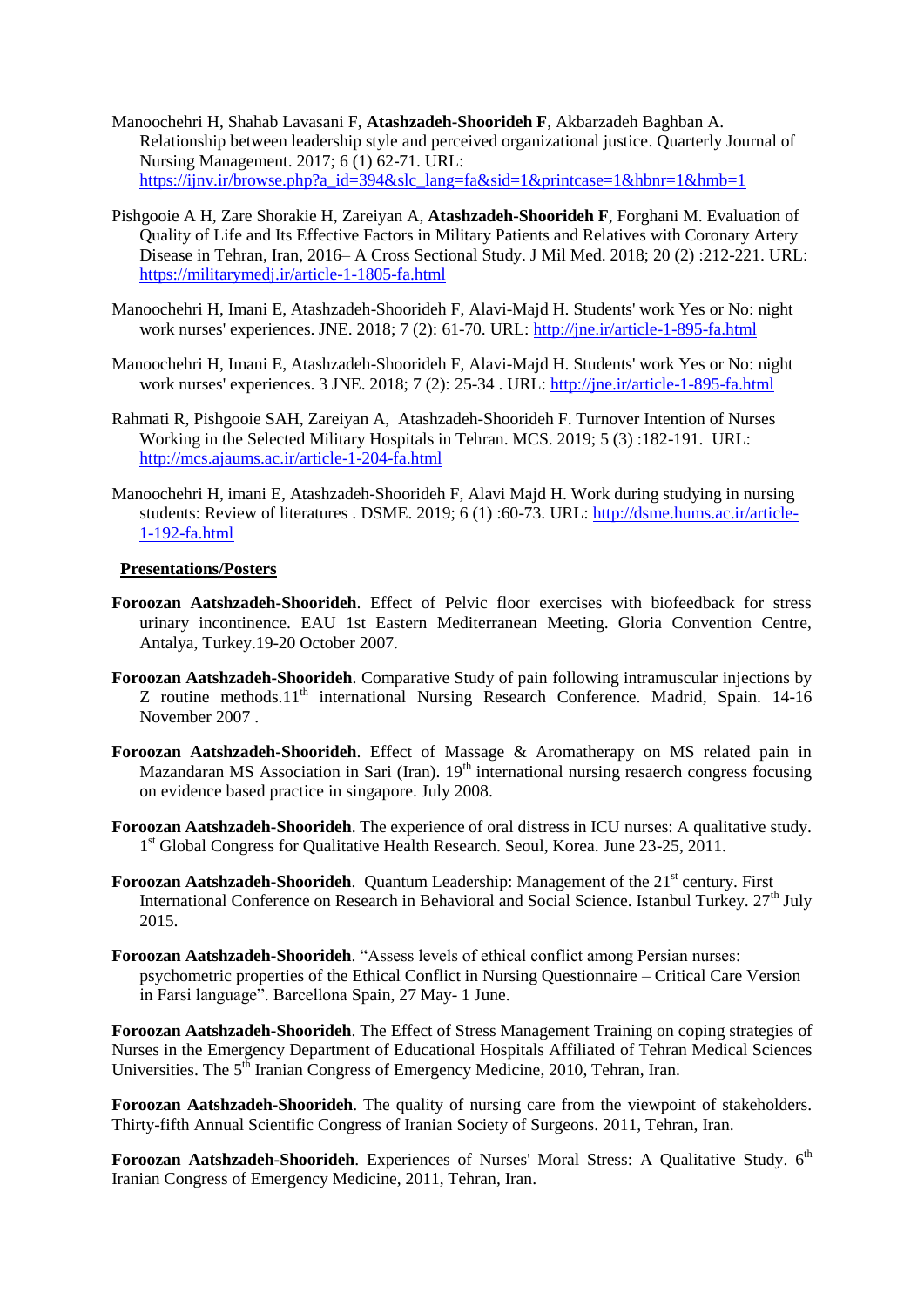Manoochehri H, Shahab Lavasani F, **Atashzadeh-Shoorideh F**, Akbarzadeh Baghban A. Relationship between leadership style and perceived organizational justice. Quarterly Journal of Nursing Management. 2017; 6 (1) 62-71. URL: https://ijnv.ir/browse.php?a_id=394&slc_lang=fa&sid=1&printcase=1&hbnr=1&hmb=1

Pishgooie A H, Zare Shorakie H, Zareiyan A, **Atashzadeh-Shoorideh F**, Forghani M. Evaluation of Quality of Life and Its Effective Factors in Military Patients and Relatives with Coronary Artery Disease in Tehran, Iran, 2016– A Cross Sectional Study. J Mil Med. 2018; 20 (2) :212-221. URL: https://militarymedj.ir/article-1-1805-fa.html

Manoochehri H, Imani E, Atashzadeh-Shoorideh F, Alavi-Majd H. Students' work Yes or No: night work nurses' experiences. JNE. 2018; 7 (2): 61-70. URL: http://jne.ir/article-1-895-fa.html

Manoochehri H, Imani E, Atashzadeh-Shoorideh F, Alavi-Majd H. Students' work Yes or No: night work nurses' experiences. 3 JNE. 2018; 7 (2): 25-34 . URL: http://jne.ir/article-1-895-fa.html

Rahmati R, Pishgooie SAH, Zareiyan A, Atashzadeh-Shoorideh F. Turnover Intention of Nurses Working in the Selected Military Hospitals in Tehran. MCS. 2019; 5 (3) :182-191. URL: http://mcs.ajaums.ac.ir/article-1-204-fa.html

Manoochehri H, imani E, Atashzadeh-Shoorideh F, Alavi Majd H. Work during studying in nursing students: Review of literatures . DSME. 2019; 6 (1) :60-73. URL: http://dsme.hums.ac.ir/article-1-192-fa.html

**Presentations/Posters**

**Foroozan Aatshzadeh-Shoorideh**. Effect of Pelvic floor exercises with biofeedback for stress urinary incontinence. EAU 1st Eastern Mediterranean Meeting. Gloria Convention Centre, Antalya, Turkey.19-20 October 2007.

**Foroozan Aatshzadeh-Shoorideh**. Comparative Study of pain following intramuscular injections by Z routine methods.11th international Nursing Research Conference. Madrid, Spain. 14-16 November 2007 .

**Foroozan Aatshzadeh-Shoorideh**. Effect of Massage & Aromatherapy on MS related pain in Mazandaran MS Association in Sari (Iran). 19th international nursing resaerch congress focusing on evidence based practice in singapore. July 2008.

**Foroozan Aatshzadeh-Shoorideh**. The experience of oral distress in ICU nurses: A qualitative study. 1st Global Congress for Qualitative Health Research. Seoul, Korea. June 23-25, 2011.

**Foroozan Aatshzadeh-Shoorideh**. Quantum Leadership: Management of the 21st century. First International Conference on Research in Behavioral and Social Science. Istanbul Turkey. 27th July 2015.

**Foroozan Aatshzadeh-Shoorideh**. "Assess levels of ethical conflict among Persian nurses: psychometric properties of the Ethical Conflict in Nursing Questionnaire – Critical Care Version in Farsi language". Barcellona Spain, 27 May- 1 June.

**Foroozan Aatshzadeh-Shoorideh**. The Effect of Stress Management Training on coping strategies of Nurses in the Emergency Department of Educational Hospitals Affiliated of Tehran Medical Sciences Universities. The 5th Iranian Congress of Emergency Medicine, 2010, Tehran, Iran.

**Foroozan Aatshzadeh-Shoorideh**. The quality of nursing care from the viewpoint of stakeholders. Thirty-fifth Annual Scientific Congress of Iranian Society of Surgeons. 2011, Tehran, Iran.

**Foroozan Aatshzadeh-Shoorideh**. Experiences of Nurses' Moral Stress: A Qualitative Study. 6th Iranian Congress of Emergency Medicine, 2011, Tehran, Iran.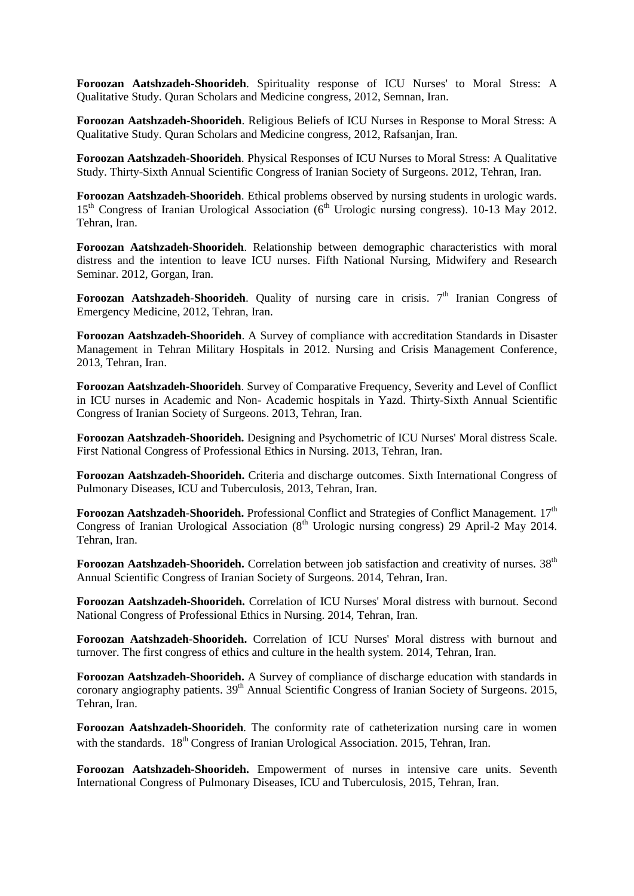**Foroozan Aatshzadeh-Shoorideh**. Spirituality response of ICU Nurses' to Moral Stress: A Qualitative Study. Quran Scholars and Medicine congress, 2012, Semnan, Iran.

**Foroozan Aatshzadeh-Shoorideh**. Religious Beliefs of ICU Nurses in Response to Moral Stress: A Qualitative Study. Quran Scholars and Medicine congress, 2012, Rafsanjan, Iran.

**Foroozan Aatshzadeh-Shoorideh**. Physical Responses of ICU Nurses to Moral Stress: A Qualitative Study. Thirty-Sixth Annual Scientific Congress of Iranian Society of Surgeons. 2012, Tehran, Iran.

**Foroozan Aatshzadeh-Shoorideh**. Ethical problems observed by nursing students in urologic wards. 15th Congress of Iranian Urological Association (6th Urologic nursing congress). 10-13 May 2012. Tehran, Iran.

**Foroozan Aatshzadeh-Shoorideh**. Relationship between demographic characteristics with moral distress and the intention to leave ICU nurses. Fifth National Nursing, Midwifery and Research Seminar. 2012, Gorgan, Iran.

**Foroozan Aatshzadeh-Shoorideh**. Quality of nursing care in crisis. 7th Iranian Congress of Emergency Medicine, 2012, Tehran, Iran.

**Foroozan Aatshzadeh-Shoorideh**. A Survey of compliance with accreditation Standards in Disaster Management in Tehran Military Hospitals in 2012. Nursing and Crisis Management Conference, 2013, Tehran, Iran.

**Foroozan Aatshzadeh-Shoorideh**. Survey of Comparative Frequency, Severity and Level of Conflict in ICU nurses in Academic and Non- Academic hospitals in Yazd. Thirty-Sixth Annual Scientific Congress of Iranian Society of Surgeons. 2013, Tehran, Iran.

**Foroozan Aatshzadeh-Shoorideh.** Designing and Psychometric of ICU Nurses' Moral distress Scale. First National Congress of Professional Ethics in Nursing. 2013, Tehran, Iran.

**Foroozan Aatshzadeh-Shoorideh.** Criteria and discharge outcomes. Sixth International Congress of Pulmonary Diseases, ICU and Tuberculosis, 2013, Tehran, Iran.

**Foroozan Aatshzadeh-Shoorideh.** Professional Conflict and Strategies of Conflict Management. 17th Congress of Iranian Urological Association (8th Urologic nursing congress) 29 April-2 May 2014. Tehran, Iran.

**Foroozan Aatshzadeh-Shoorideh.** Correlation between job satisfaction and creativity of nurses. 38th Annual Scientific Congress of Iranian Society of Surgeons. 2014, Tehran, Iran.

**Foroozan Aatshzadeh-Shoorideh.** Correlation of ICU Nurses' Moral distress with burnout. Second National Congress of Professional Ethics in Nursing. 2014, Tehran, Iran.

**Foroozan Aatshzadeh-Shoorideh.** Correlation of ICU Nurses' Moral distress with burnout and turnover. The first congress of ethics and culture in the health system. 2014, Tehran, Iran.

**Foroozan Aatshzadeh-Shoorideh.** A Survey of compliance of discharge education with standards in coronary angiography patients. 39th Annual Scientific Congress of Iranian Society of Surgeons. 2015, Tehran, Iran.

**Foroozan Aatshzadeh-Shoorideh**. The conformity rate of catheterization nursing care in women with the standards. 18th Congress of Iranian Urological Association. 2015, Tehran, Iran.

**Foroozan Aatshzadeh-Shoorideh.** Empowerment of nurses in intensive care units. Seventh International Congress of Pulmonary Diseases, ICU and Tuberculosis, 2015, Tehran, Iran.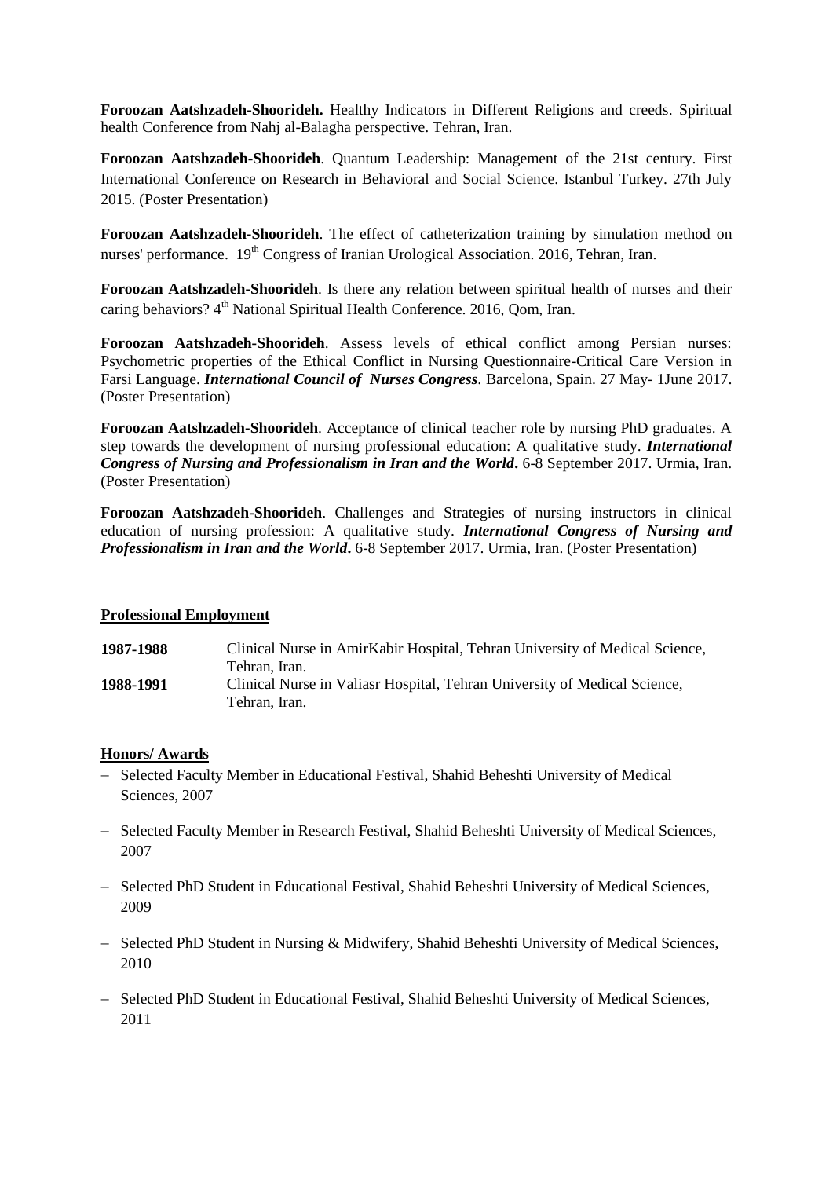**Foroozan Aatshzadeh-Shoorideh.** Healthy Indicators in Different Religions and creeds. Spiritual health Conference from Nahj al-Balagha perspective. Tehran, Iran.

**Foroozan Aatshzadeh-Shoorideh**. Quantum Leadership: Management of the 21st century. First International Conference on Research in Behavioral and Social Science. Istanbul Turkey. 27th July 2015. (Poster Presentation)

**Foroozan Aatshzadeh-Shoorideh**. The effect of catheterization training by simulation method on nurses' performance. 19th Congress of Iranian Urological Association. 2016, Tehran, Iran.

**Foroozan Aatshzadeh-Shoorideh**. Is there any relation between spiritual health of nurses and their caring behaviors? 4th National Spiritual Health Conference. 2016, Qom, Iran.

**Foroozan Aatshzadeh-Shoorideh**. Assess levels of ethical conflict among Persian nurses: Psychometric properties of the Ethical Conflict in Nursing Questionnaire-Critical Care Version in Farsi Language. ***International Council of Nurses Congress***. Barcelona, Spain. 27 May- 1June 2017. (Poster Presentation)

**Foroozan Aatshzadeh-Shoorideh**. Acceptance of clinical teacher role by nursing PhD graduates. A step towards the development of nursing professional education: A qualitative study. ***International Congress of Nursing and Professionalism in Iran and the World*****.** 6-8 September 2017. Urmia, Iran. (Poster Presentation)

**Foroozan Aatshzadeh-Shoorideh**. Challenges and Strategies of nursing instructors in clinical education of nursing profession: A qualitative study. ***International Congress of Nursing and Professionalism in Iran and the World*****.** 6-8 September 2017. Urmia, Iran. (Poster Presentation)

## Professional Employment

**1987-1988** Clinical Nurse in AmirKabir Hospital, Tehran University of Medical Science, Tehran, Iran.

**1988-1991** Clinical Nurse in Valiasr Hospital, Tehran University of Medical Science, Tehran, Iran.

## Honors/ Awards

- Selected Faculty Member in Educational Festival, Shahid Beheshti University of Medical Sciences, 2007
- Selected Faculty Member in Research Festival, Shahid Beheshti University of Medical Sciences, 2007
- Selected PhD Student in Educational Festival, Shahid Beheshti University of Medical Sciences, 2009
- Selected PhD Student in Nursing & Midwifery, Shahid Beheshti University of Medical Sciences, 2010
- Selected PhD Student in Educational Festival, Shahid Beheshti University of Medical Sciences, 2011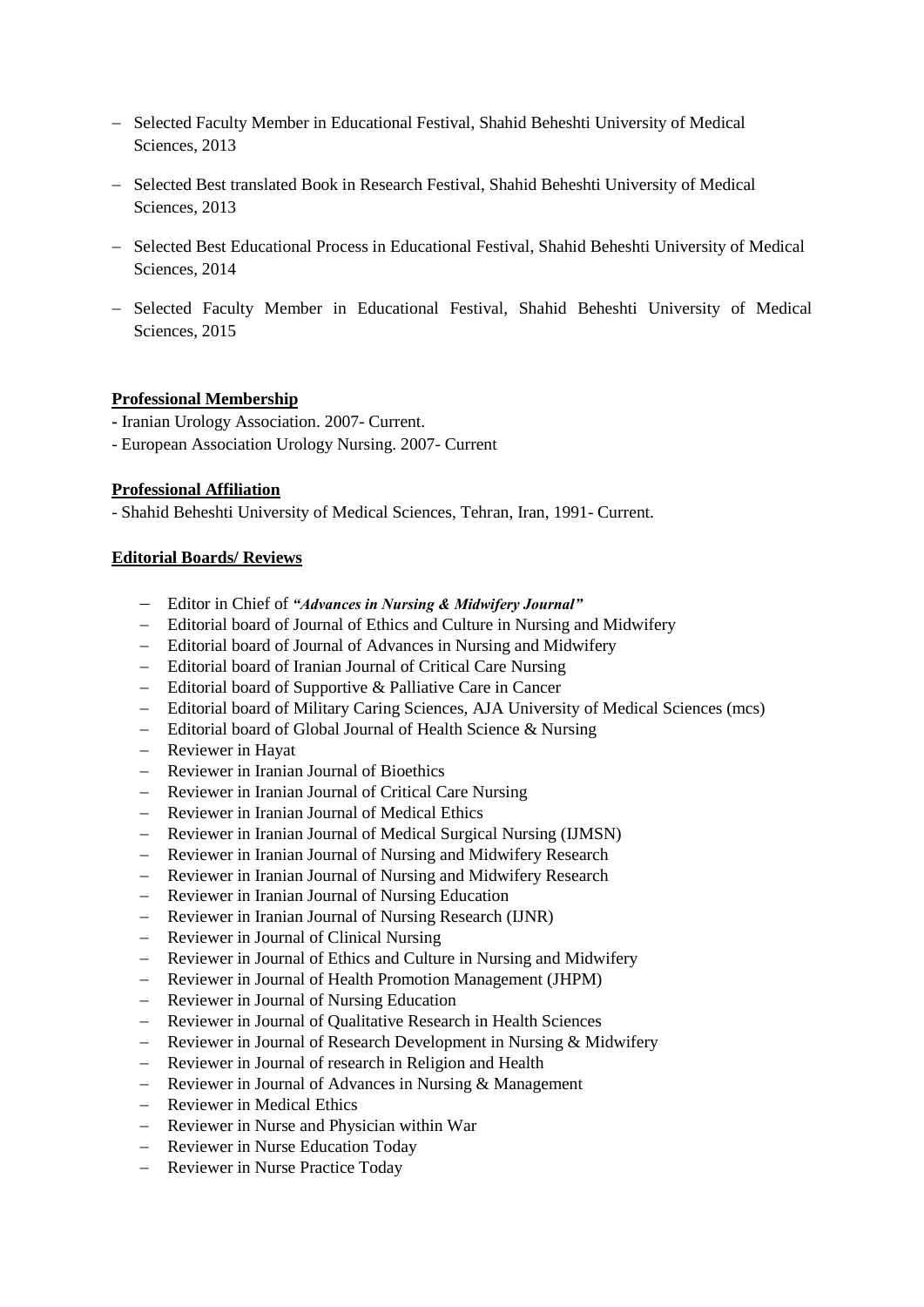- Selected Faculty Member in Educational Festival, Shahid Beheshti University of Medical Sciences, 2013
- Selected Best translated Book in Research Festival, Shahid Beheshti University of Medical Sciences, 2013
- Selected Best Educational Process in Educational Festival, Shahid Beheshti University of Medical Sciences, 2014
- Selected Faculty Member in Educational Festival, Shahid Beheshti University of Medical Sciences, 2015

**Professional Membership**

- Iranian Urology Association. 2007- Current.
- European Association Urology Nursing. 2007- Current

**Professional Affiliation**

- Shahid Beheshti University of Medical Sciences, Tehran, Iran, 1991- Current.

**Editorial Boards/ Reviews**

- Editor in Chief of ***"Advances in Nursing & Midwifery Journal"***
- Editorial board of Journal of Ethics and Culture in Nursing and Midwifery
- Editorial board of Journal of Advances in Nursing and Midwifery
- Editorial board of Iranian Journal of Critical Care Nursing
- Editorial board of Supportive & Palliative Care in Cancer
- Editorial board of Military Caring Sciences, AJA University of Medical Sciences (mcs)
- Editorial board of Global Journal of Health Science & Nursing
- Reviewer in Hayat
- Reviewer in Iranian Journal of Bioethics
- Reviewer in Iranian Journal of Critical Care Nursing
- Reviewer in Iranian Journal of Medical Ethics
- Reviewer in Iranian Journal of Medical Surgical Nursing (IJMSN)
- Reviewer in Iranian Journal of Nursing and Midwifery Research
- Reviewer in Iranian Journal of Nursing and Midwifery Research
- Reviewer in Iranian Journal of Nursing Education
- Reviewer in Iranian Journal of Nursing Research (IJNR)
- Reviewer in Journal of Clinical Nursing
- Reviewer in Journal of Ethics and Culture in Nursing and Midwifery
- Reviewer in Journal of Health Promotion Management (JHPM)
- Reviewer in Journal of Nursing Education
- Reviewer in Journal of Qualitative Research in Health Sciences
- Reviewer in Journal of Research Development in Nursing & Midwifery
- Reviewer in Journal of research in Religion and Health
- Reviewer in Journal of Advances in Nursing & Management
- Reviewer in Medical Ethics
- Reviewer in Nurse and Physician within War
- Reviewer in Nurse Education Today
- Reviewer in Nurse Practice Today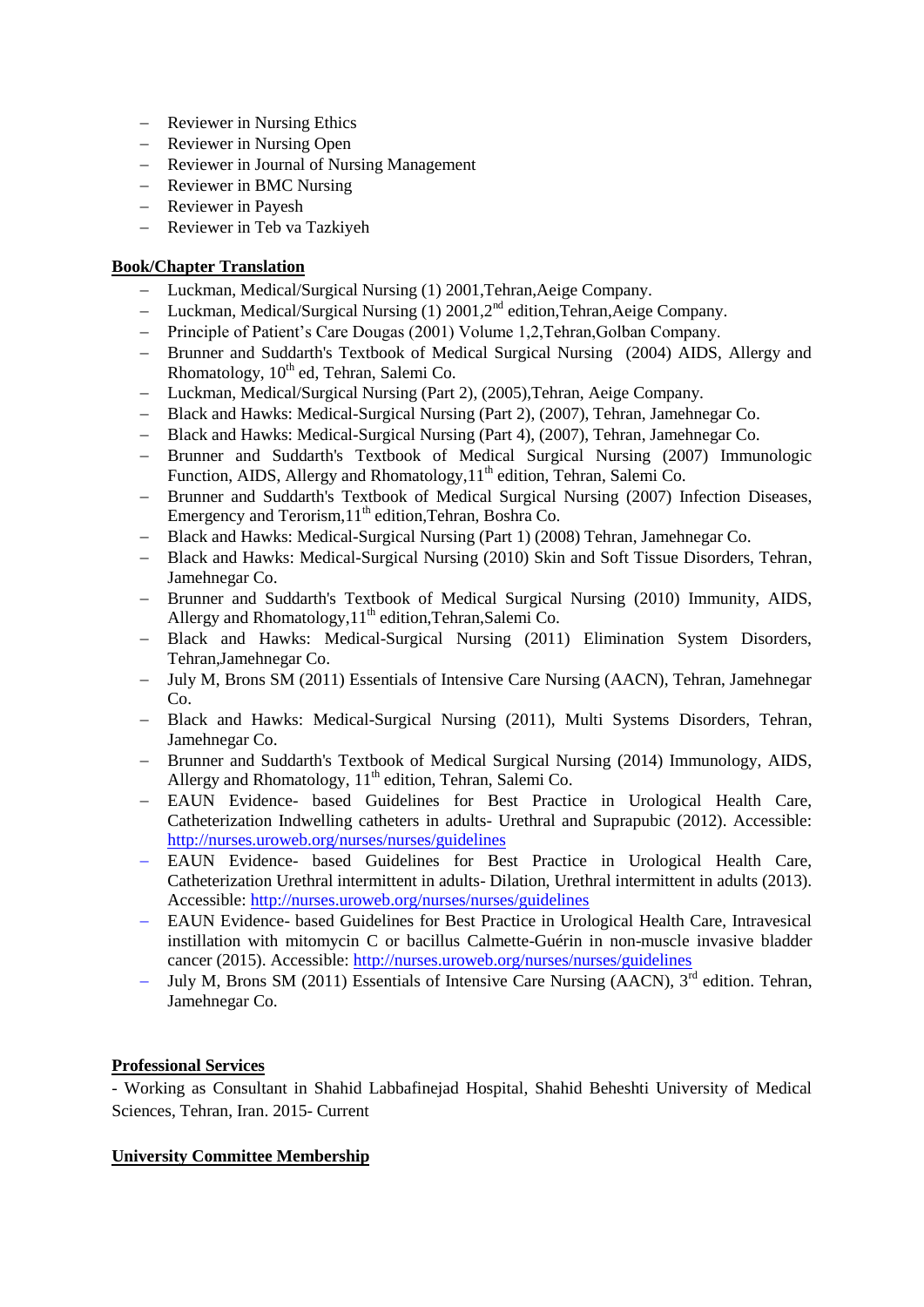- Reviewer in Nursing Ethics
- Reviewer in Nursing Open
- Reviewer in Journal of Nursing Management
- Reviewer in BMC Nursing
- Reviewer in Payesh
- Reviewer in Teb va Tazkiyeh

**Book/Chapter Translation**

- Luckman, Medical/Surgical Nursing (1) 2001,Tehran,Aeige Company.
- Luckman, Medical/Surgical Nursing (1) 2001,2nd edition,Tehran,Aeige Company.
- Principle of Patient's Care Dougas (2001) Volume 1,2,Tehran,Golban Company.
- Brunner and Suddarth's Textbook of Medical Surgical Nursing (2004) AIDS, Allergy and Rhomatology, 10th ed, Tehran, Salemi Co.
- Luckman, Medical/Surgical Nursing (Part 2), (2005),Tehran, Aeige Company.
- Black and Hawks: Medical-Surgical Nursing (Part 2), (2007), Tehran, Jamehnegar Co.
- Black and Hawks: Medical-Surgical Nursing (Part 4), (2007), Tehran, Jamehnegar Co.
- Brunner and Suddarth's Textbook of Medical Surgical Nursing (2007) Immunologic Function, AIDS, Allergy and Rhomatology,11th edition, Tehran, Salemi Co.
- Brunner and Suddarth's Textbook of Medical Surgical Nursing (2007) Infection Diseases, Emergency and Terorism,11th edition,Tehran, Boshra Co.
- Black and Hawks: Medical-Surgical Nursing (Part 1) (2008) Tehran, Jamehnegar Co.
- Black and Hawks: Medical-Surgical Nursing (2010) Skin and Soft Tissue Disorders, Tehran, Jamehnegar Co.
- Brunner and Suddarth's Textbook of Medical Surgical Nursing (2010) Immunity, AIDS, Allergy and Rhomatology,11th edition,Tehran,Salemi Co.
- Black and Hawks: Medical-Surgical Nursing (2011) Elimination System Disorders, Tehran,Jamehnegar Co.
- July M, Brons SM (2011) Essentials of Intensive Care Nursing (AACN), Tehran, Jamehnegar Co.
- Black and Hawks: Medical-Surgical Nursing (2011), Multi Systems Disorders, Tehran, Jamehnegar Co.
- Brunner and Suddarth's Textbook of Medical Surgical Nursing (2014) Immunology, AIDS, Allergy and Rhomatology, 11th edition, Tehran, Salemi Co.
- EAUN Evidence- based Guidelines for Best Practice in Urological Health Care, Catheterization Indwelling catheters in adults- Urethral and Suprapubic (2012). Accessible: http://nurses.uroweb.org/nurses/nurses/guidelines
- EAUN Evidence- based Guidelines for Best Practice in Urological Health Care, Catheterization Urethral intermittent in adults- Dilation, Urethral intermittent in adults (2013). Accessible: http://nurses.uroweb.org/nurses/nurses/guidelines
- EAUN Evidence- based Guidelines for Best Practice in Urological Health Care, Intravesical instillation with mitomycin C or bacillus Calmette-Guérin in non-muscle invasive bladder cancer (2015). Accessible: http://nurses.uroweb.org/nurses/nurses/guidelines
- July M, Brons SM (2011) Essentials of Intensive Care Nursing (AACN), 3rd edition. Tehran, Jamehnegar Co.

**Professional Services**

- Working as Consultant in Shahid Labbafinejad Hospital, Shahid Beheshti University of Medical Sciences, Tehran, Iran. 2015- Current

**University Committee Membership**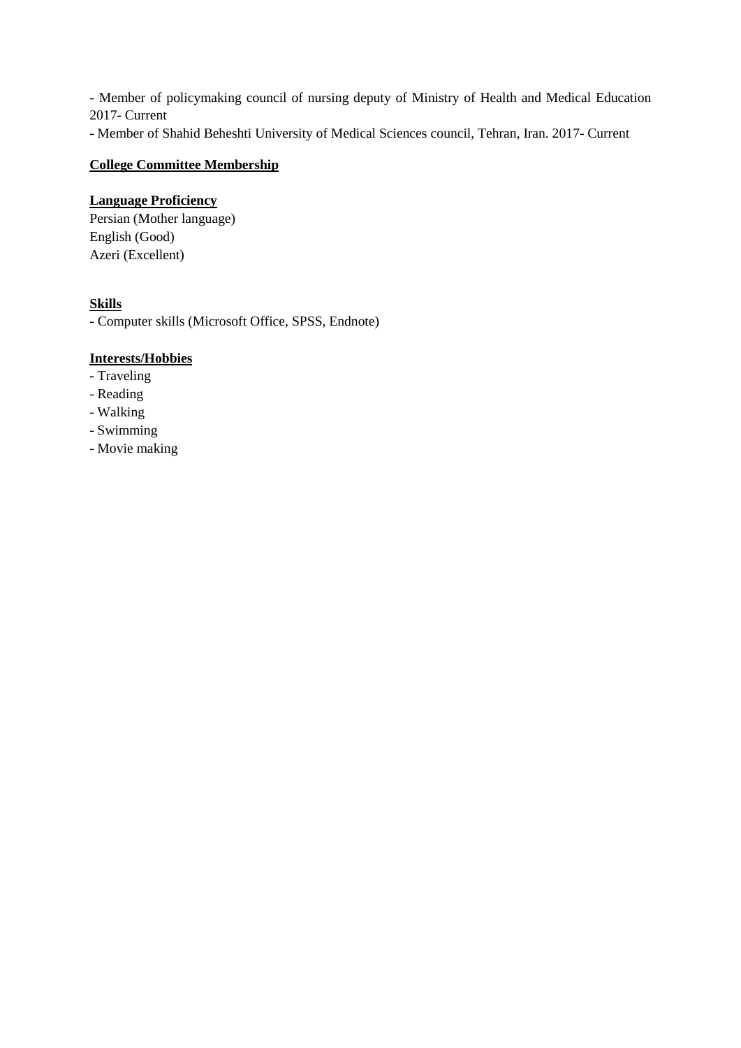- Member of policymaking council of nursing deputy of Ministry of Health and Medical Education 2017- Current
- Member of Shahid Beheshti University of Medical Sciences council, Tehran, Iran. 2017- Current

**College Committee Membership**

**Language Proficiency**

Persian (Mother language)
English (Good)
Azeri (Excellent)

**Skills**

- Computer skills (Microsoft Office, SPSS, Endnote)

**Interests/Hobbies**

- Traveling
- Reading
- Walking
- Swimming
- Movie making